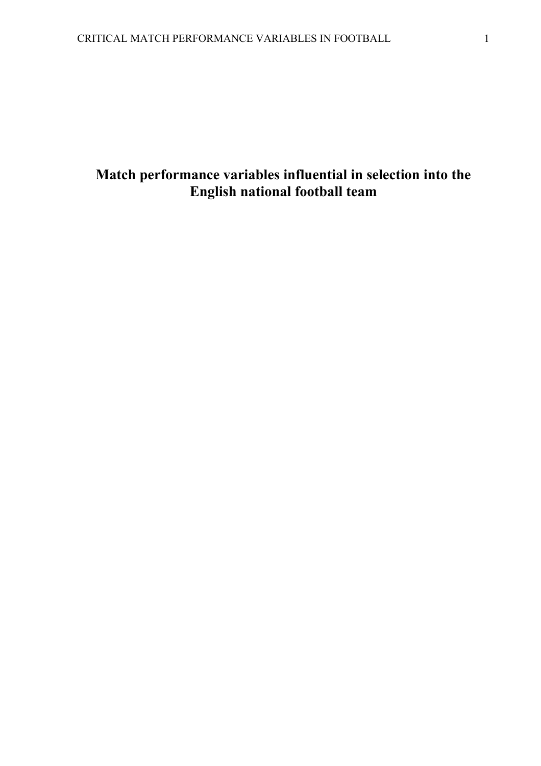# Match performance variables influential in selection into the English national football team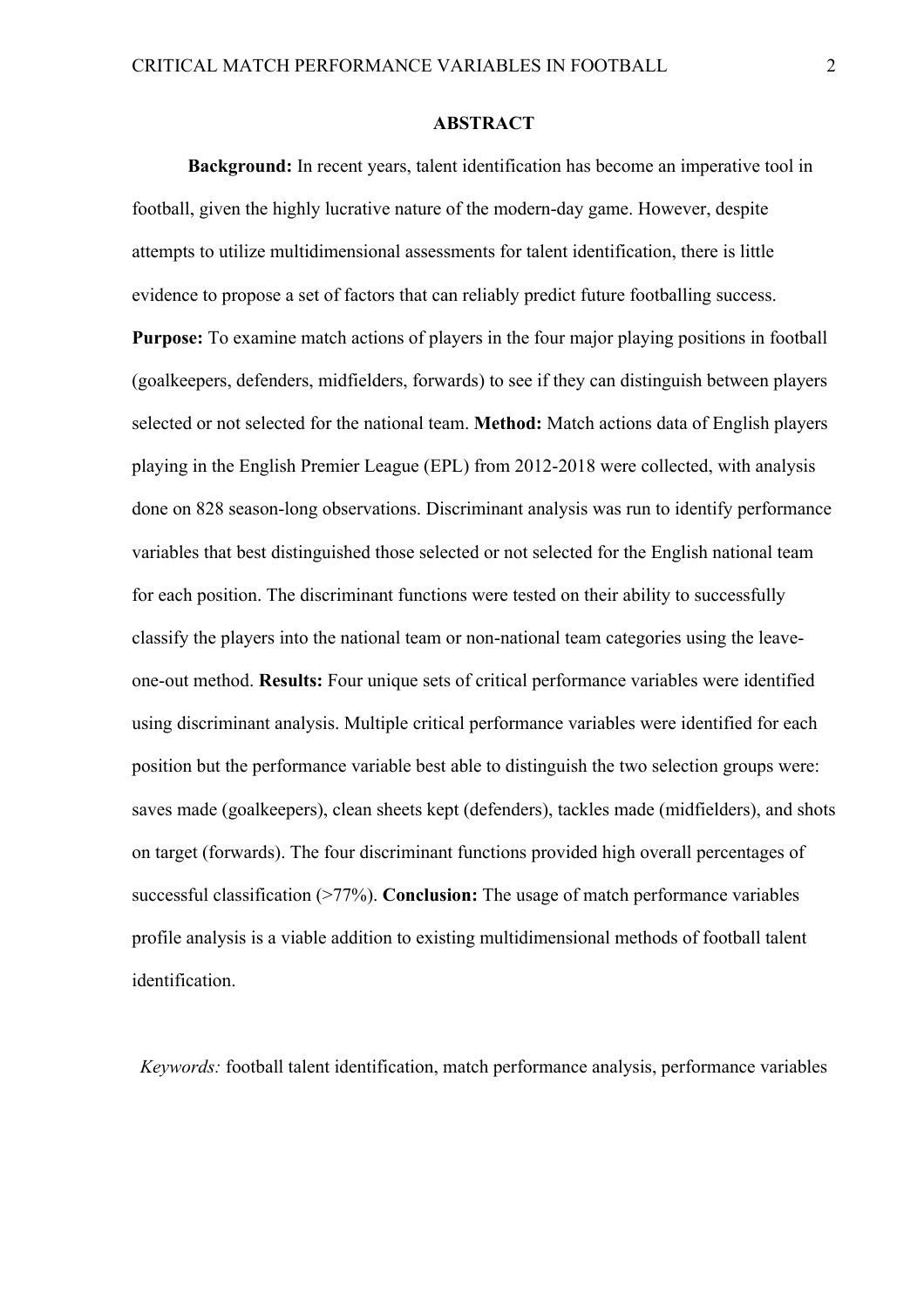## ABSTRACT

**Background:** In recent years, talent identification has become an imperative tool in football, given the highly lucrative nature of the modern-day game. However, despite attempts to utilize multidimensional assessments for talent identification, there is little evidence to propose a set of factors that can reliably predict future footballing success. **Purpose:** To examine match actions of players in the four major playing positions in football (goalkeepers, defenders, midfielders, forwards) to see if they can distinguish between players selected or not selected for the national team. **Method:** Match actions data of English players playing in the English Premier League (EPL) from 2012-2018 were collected, with analysis done on 828 season-long observations. Discriminant analysis was run to identify performance variables that best distinguished those selected or not selected for the English national team for each position. The discriminant functions were tested on their ability to successfully classify the players into the national team or non-national team categories using the leave-one-out method. **Results:** Four unique sets of critical performance variables were identified using discriminant analysis. Multiple critical performance variables were identified for each position but the performance variable best able to distinguish the two selection groups were: saves made (goalkeepers), clean sheets kept (defenders), tackles made (midfielders), and shots on target (forwards). The four discriminant functions provided high overall percentages of successful classification (>77%). **Conclusion:** The usage of match performance variables profile analysis is a viable addition to existing multidimensional methods of football talent identification.

*Keywords:* football talent identification, match performance analysis, performance variables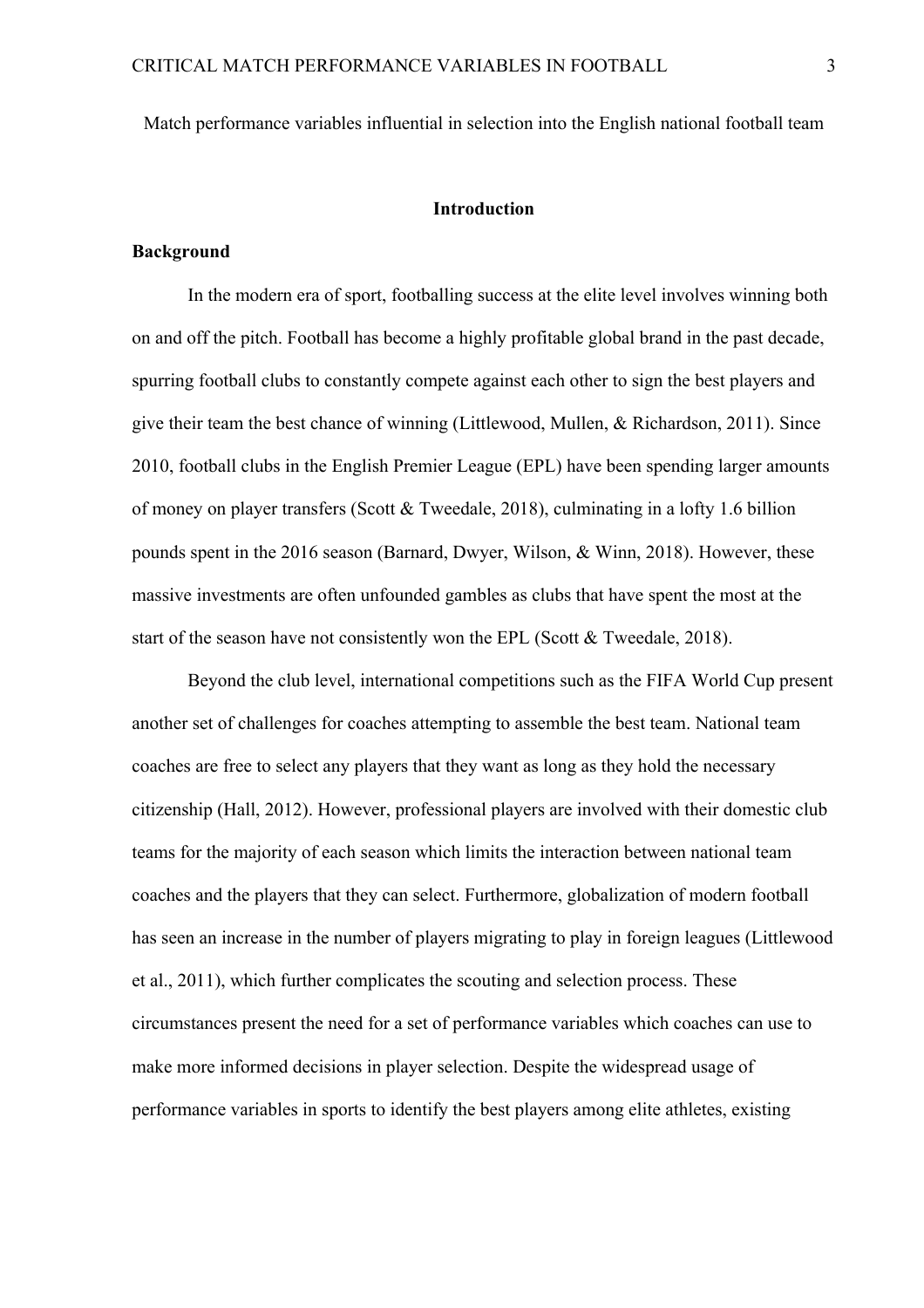Match performance variables influential in selection into the English national football team

## Introduction

### Background

In the modern era of sport, footballing success at the elite level involves winning both on and off the pitch. Football has become a highly profitable global brand in the past decade, spurring football clubs to constantly compete against each other to sign the best players and give their team the best chance of winning (Littlewood, Mullen, & Richardson, 2011). Since 2010, football clubs in the English Premier League (EPL) have been spending larger amounts of money on player transfers (Scott & Tweedale, 2018), culminating in a lofty 1.6 billion pounds spent in the 2016 season (Barnard, Dwyer, Wilson, & Winn, 2018). However, these massive investments are often unfounded gambles as clubs that have spent the most at the start of the season have not consistently won the EPL (Scott & Tweedale, 2018).

Beyond the club level, international competitions such as the FIFA World Cup present another set of challenges for coaches attempting to assemble the best team. National team coaches are free to select any players that they want as long as they hold the necessary citizenship (Hall, 2012). However, professional players are involved with their domestic club teams for the majority of each season which limits the interaction between national team coaches and the players that they can select. Furthermore, globalization of modern football has seen an increase in the number of players migrating to play in foreign leagues (Littlewood et al., 2011), which further complicates the scouting and selection process. These circumstances present the need for a set of performance variables which coaches can use to make more informed decisions in player selection. Despite the widespread usage of performance variables in sports to identify the best players among elite athletes, existing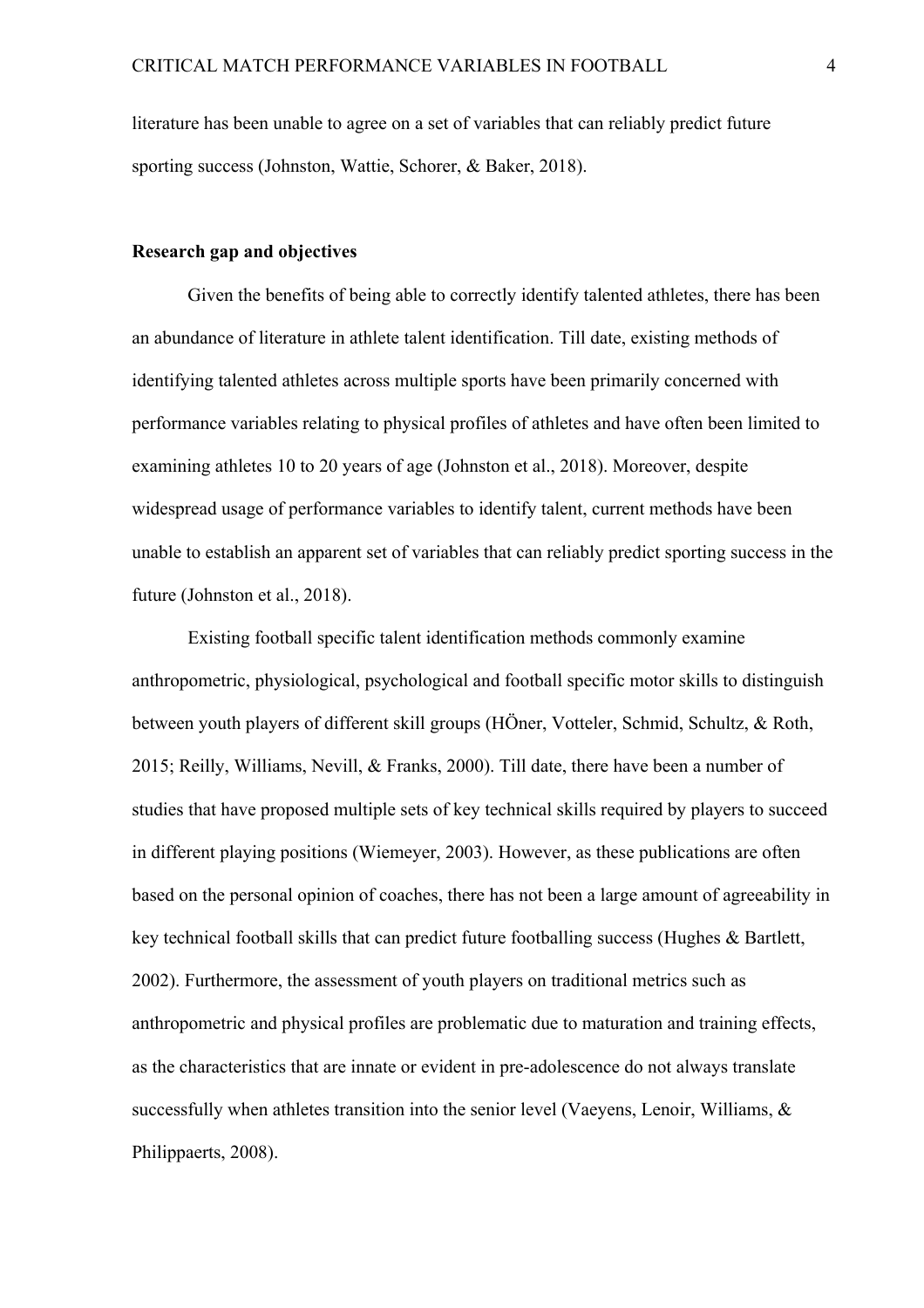literature has been unable to agree on a set of variables that can reliably predict future sporting success (Johnston, Wattie, Schorer, & Baker, 2018).

**Research gap and objectives**

Given the benefits of being able to correctly identify talented athletes, there has been an abundance of literature in athlete talent identification. Till date, existing methods of identifying talented athletes across multiple sports have been primarily concerned with performance variables relating to physical profiles of athletes and have often been limited to examining athletes 10 to 20 years of age (Johnston et al., 2018). Moreover, despite widespread usage of performance variables to identify talent, current methods have been unable to establish an apparent set of variables that can reliably predict sporting success in the future (Johnston et al., 2018).

Existing football specific talent identification methods commonly examine anthropometric, physiological, psychological and football specific motor skills to distinguish between youth players of different skill groups (HÖner, Votteler, Schmid, Schultz, & Roth, 2015; Reilly, Williams, Nevill, & Franks, 2000). Till date, there have been a number of studies that have proposed multiple sets of key technical skills required by players to succeed in different playing positions (Wiemeyer, 2003). However, as these publications are often based on the personal opinion of coaches, there has not been a large amount of agreeability in key technical football skills that can predict future footballing success (Hughes & Bartlett, 2002). Furthermore, the assessment of youth players on traditional metrics such as anthropometric and physical profiles are problematic due to maturation and training effects, as the characteristics that are innate or evident in pre-adolescence do not always translate successfully when athletes transition into the senior level (Vaeyens, Lenoir, Williams, & Philippaerts, 2008).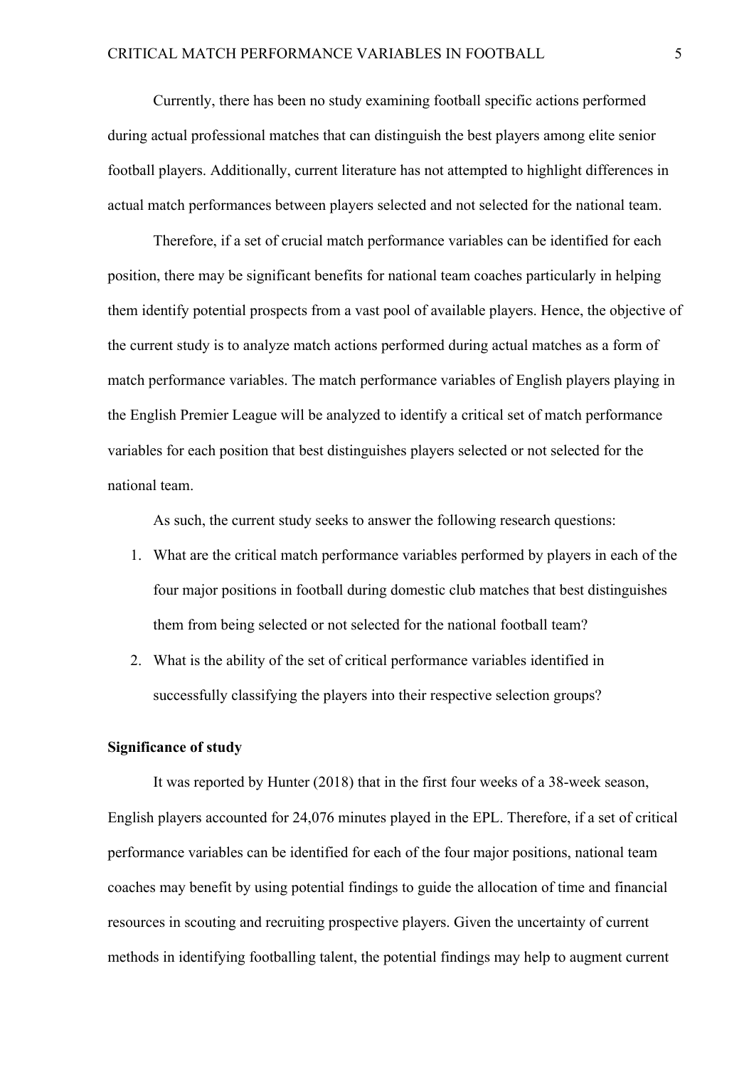Currently, there has been no study examining football specific actions performed during actual professional matches that can distinguish the best players among elite senior football players. Additionally, current literature has not attempted to highlight differences in actual match performances between players selected and not selected for the national team.

Therefore, if a set of crucial match performance variables can be identified for each position, there may be significant benefits for national team coaches particularly in helping them identify potential prospects from a vast pool of available players. Hence, the objective of the current study is to analyze match actions performed during actual matches as a form of match performance variables. The match performance variables of English players playing in the English Premier League will be analyzed to identify a critical set of match performance variables for each position that best distinguishes players selected or not selected for the national team.

As such, the current study seeks to answer the following research questions:

1. What are the critical match performance variables performed by players in each of the four major positions in football during domestic club matches that best distinguishes them from being selected or not selected for the national football team?
2. What is the ability of the set of critical performance variables identified in successfully classifying the players into their respective selection groups?

**Significance of study**

It was reported by Hunter (2018) that in the first four weeks of a 38-week season, English players accounted for 24,076 minutes played in the EPL. Therefore, if a set of critical performance variables can be identified for each of the four major positions, national team coaches may benefit by using potential findings to guide the allocation of time and financial resources in scouting and recruiting prospective players. Given the uncertainty of current methods in identifying footballing talent, the potential findings may help to augment current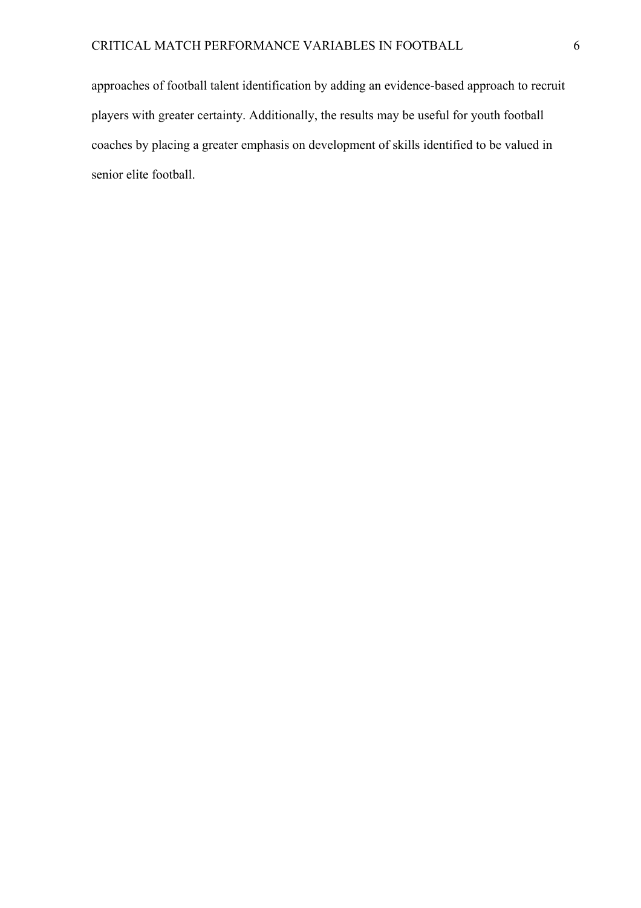approaches of football talent identification by adding an evidence-based approach to recruit players with greater certainty. Additionally, the results may be useful for youth football coaches by placing a greater emphasis on development of skills identified to be valued in senior elite football.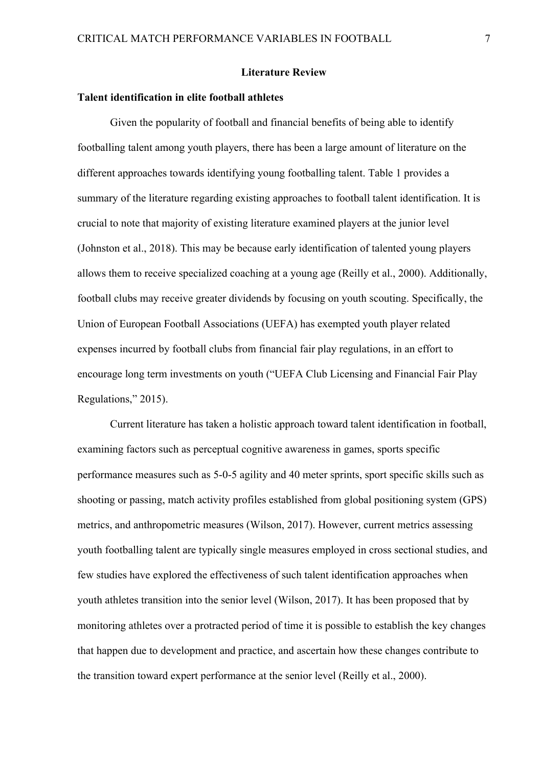## Literature Review

### Talent identification in elite football athletes

Given the popularity of football and financial benefits of being able to identify footballing talent among youth players, there has been a large amount of literature on the different approaches towards identifying young footballing talent. Table 1 provides a summary of the literature regarding existing approaches to football talent identification. It is crucial to note that majority of existing literature examined players at the junior level (Johnston et al., 2018). This may be because early identification of talented young players allows them to receive specialized coaching at a young age (Reilly et al., 2000). Additionally, football clubs may receive greater dividends by focusing on youth scouting. Specifically, the Union of European Football Associations (UEFA) has exempted youth player related expenses incurred by football clubs from financial fair play regulations, in an effort to encourage long term investments on youth ("UEFA Club Licensing and Financial Fair Play Regulations," 2015).

Current literature has taken a holistic approach toward talent identification in football, examining factors such as perceptual cognitive awareness in games, sports specific performance measures such as 5-0-5 agility and 40 meter sprints, sport specific skills such as shooting or passing, match activity profiles established from global positioning system (GPS) metrics, and anthropometric measures (Wilson, 2017). However, current metrics assessing youth footballing talent are typically single measures employed in cross sectional studies, and few studies have explored the effectiveness of such talent identification approaches when youth athletes transition into the senior level (Wilson, 2017). It has been proposed that by monitoring athletes over a protracted period of time it is possible to establish the key changes that happen due to development and practice, and ascertain how these changes contribute to the transition toward expert performance at the senior level (Reilly et al., 2000).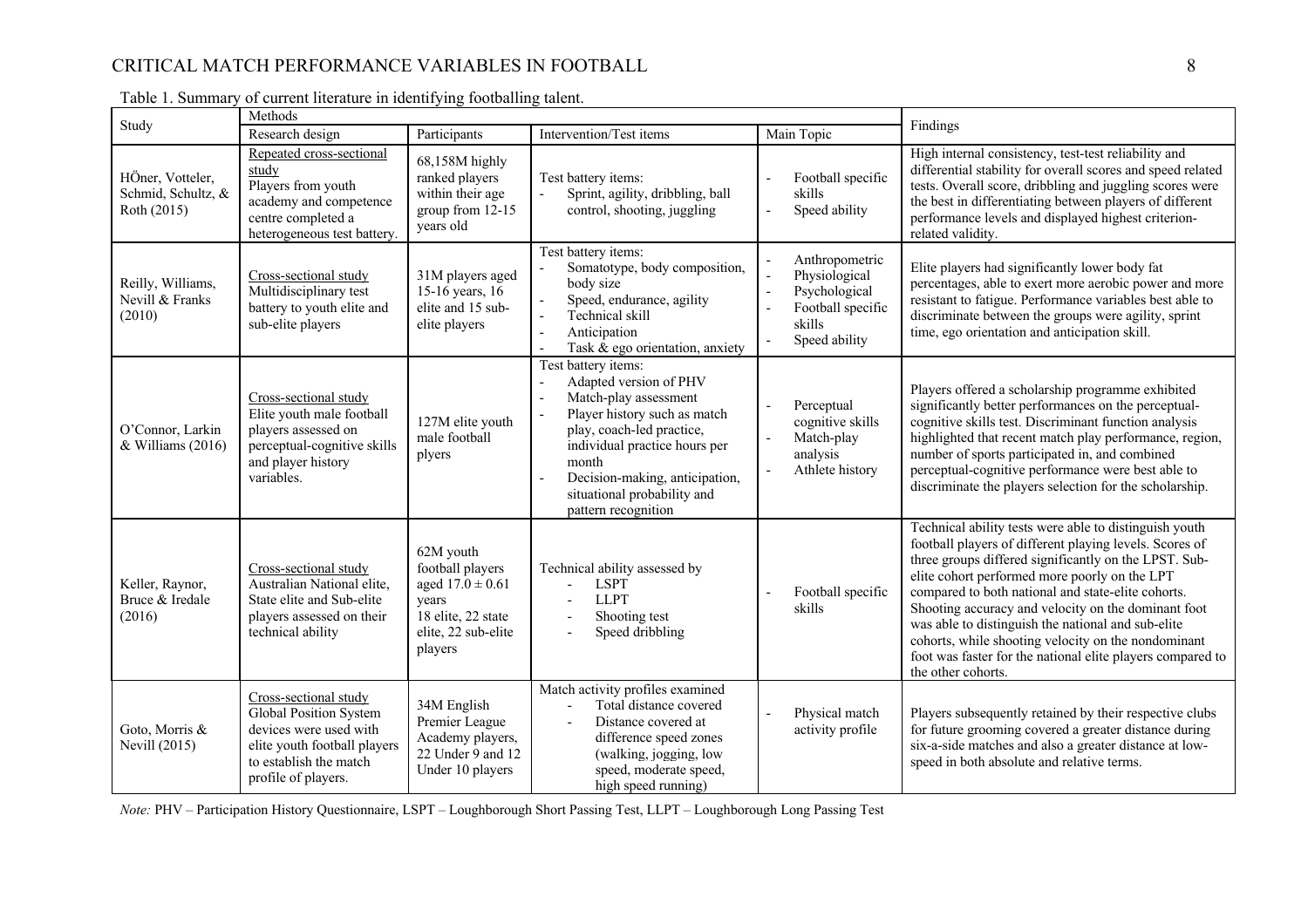Table 1. Summary of current literature in identifying footballing talent.

| Study | Methods | | | | Findings |
|---|---|---|---|---|---|
| | Research design | Participants | Intervention/Test items | Main Topic | |
| HÖner, Votteler, Schmid, Schultz, & Roth (2015) | Repeated cross-sectional study<br>Players from youth academy and competence centre completed a heterogeneous test battery. | 68,158M highly ranked players within their age group from 12-15 years old | Test battery items:<br>- Sprint, agility, dribbling, ball control, shooting, juggling | - Football specific skills<br>- Speed ability | High internal consistency, test-test reliability and differential stability for overall scores and speed related tests. Overall score, dribbling and juggling scores were the best in differentiating between players of different performance levels and displayed highest criterion-related validity. |
| Reilly, Williams, Nevill & Franks (2010) | Cross-sectional study<br>Multidisciplinary test battery to youth elite and sub-elite players | 31M players aged 15-16 years, 16 elite and 15 sub-elite players | Test battery items:<br>- Somatotype, body composition, body size<br>- Speed, endurance, agility<br>- Technical skill<br>- Anticipation<br>- Task & ego orientation, anxiety | - Anthropometric<br>- Physiological<br>- Psychological<br>- Football specific skills<br>- Speed ability | Elite players had significantly lower body fat percentages, able to exert more aerobic power and more resistant to fatigue. Performance variables best able to discriminate between the groups were agility, sprint time, ego orientation and anticipation skill. |
| O'Connor, Larkin & Williams (2016) | Cross-sectional study<br>Elite youth male football players assessed on perceptual-cognitive skills and player history variables. | 127M elite youth male football plyers | Test battery items:<br>- Adapted version of PHV<br>- Match-play assessment<br>- Player history such as match play, coach-led practice, individual practice hours per month<br>- Decision-making, anticipation, situational probability and pattern recognition | - Perceptual cognitive skills<br>- Match-play analysis<br>- Athlete history | Players offered a scholarship programme exhibited significantly better performances on the perceptual-cognitive skills test. Discriminant function analysis highlighted that recent match play performance, region, number of sports participated in, and combined perceptual-cognitive performance were best able to discriminate the players selection for the scholarship. |
| Keller, Raynor, Bruce & Iredale (2016) | Cross-sectional study<br>Australian National elite, State elite and Sub-elite players assessed on their technical ability | 62M youth football players aged $17.0 \pm 0.61$ years<br>18 elite, 22 state elite, 22 sub-elite players | Technical ability assessed by<br>- LSPT<br>- LLPT<br>- Shooting test<br>- Speed dribbling | - Football specific skills | Technical ability tests were able to distinguish youth football players of different playing levels. Scores of three groups differed significantly on the LPST. Sub-elite cohort performed more poorly on the LPT compared to both national and state-elite cohorts. Shooting accuracy and velocity on the dominant foot was able to distinguish the national and sub-elite cohorts, while shooting velocity on the nondominant foot was faster for the national elite players compared to the other cohorts. |
| Goto, Morris & Nevill (2015) | Cross-sectional study<br>Global Position System devices were used with elite youth football players to establish the match profile of players. | 34M English Premier League Academy players, 22 Under 9 and 12 Under 10 players | Match activity profiles examined<br>- Total distance covered<br>- Distance covered at difference speed zones (walking, jogging, low speed, moderate speed, high speed running) | - Physical match activity profile | Players subsequently retained by their respective clubs for future grooming covered a greater distance during six-a-side matches and also a greater distance at low-speed in both absolute and relative terms. |

*Note:* PHV – Participation History Questionnaire, LSPT – Loughborough Short Passing Test, LLPT – Loughborough Long Passing Test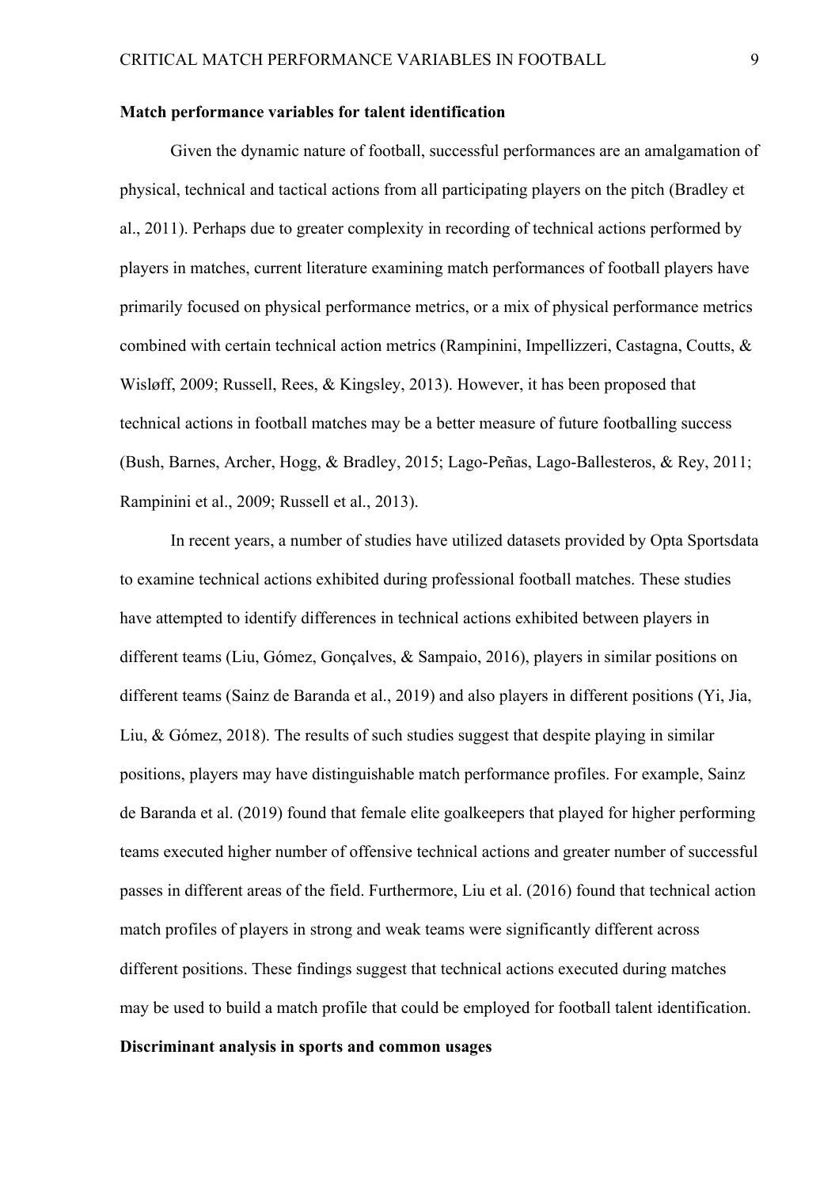**Match performance variables for talent identification**

Given the dynamic nature of football, successful performances are an amalgamation of physical, technical and tactical actions from all participating players on the pitch (Bradley et al., 2011). Perhaps due to greater complexity in recording of technical actions performed by players in matches, current literature examining match performances of football players have primarily focused on physical performance metrics, or a mix of physical performance metrics combined with certain technical action metrics (Rampinini, Impellizzeri, Castagna, Coutts, & Wisløff, 2009; Russell, Rees, & Kingsley, 2013). However, it has been proposed that technical actions in football matches may be a better measure of future footballing success (Bush, Barnes, Archer, Hogg, & Bradley, 2015; Lago-Peñas, Lago-Ballesteros, & Rey, 2011; Rampinini et al., 2009; Russell et al., 2013).

In recent years, a number of studies have utilized datasets provided by Opta Sportsdata to examine technical actions exhibited during professional football matches. These studies have attempted to identify differences in technical actions exhibited between players in different teams (Liu, Gómez, Gonçalves, & Sampaio, 2016), players in similar positions on different teams (Sainz de Baranda et al., 2019) and also players in different positions (Yi, Jia, Liu, & Gómez, 2018). The results of such studies suggest that despite playing in similar positions, players may have distinguishable match performance profiles. For example, Sainz de Baranda et al. (2019) found that female elite goalkeepers that played for higher performing teams executed higher number of offensive technical actions and greater number of successful passes in different areas of the field. Furthermore, Liu et al. (2016) found that technical action match profiles of players in strong and weak teams were significantly different across different positions. These findings suggest that technical actions executed during matches may be used to build a match profile that could be employed for football talent identification.

**Discriminant analysis in sports and common usages**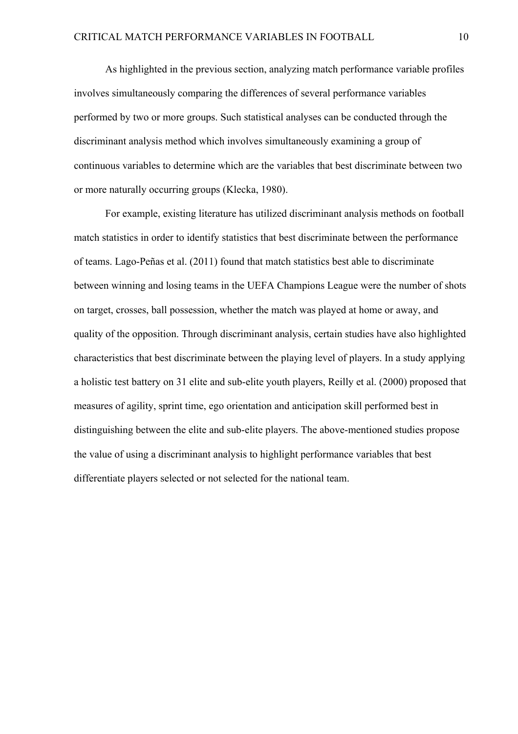As highlighted in the previous section, analyzing match performance variable profiles involves simultaneously comparing the differences of several performance variables performed by two or more groups. Such statistical analyses can be conducted through the discriminant analysis method which involves simultaneously examining a group of continuous variables to determine which are the variables that best discriminate between two or more naturally occurring groups (Klecka, 1980).

For example, existing literature has utilized discriminant analysis methods on football match statistics in order to identify statistics that best discriminate between the performance of teams. Lago-Peñas et al. (2011) found that match statistics best able to discriminate between winning and losing teams in the UEFA Champions League were the number of shots on target, crosses, ball possession, whether the match was played at home or away, and quality of the opposition. Through discriminant analysis, certain studies have also highlighted characteristics that best discriminate between the playing level of players. In a study applying a holistic test battery on 31 elite and sub-elite youth players, Reilly et al. (2000) proposed that measures of agility, sprint time, ego orientation and anticipation skill performed best in distinguishing between the elite and sub-elite players. The above-mentioned studies propose the value of using a discriminant analysis to highlight performance variables that best differentiate players selected or not selected for the national team.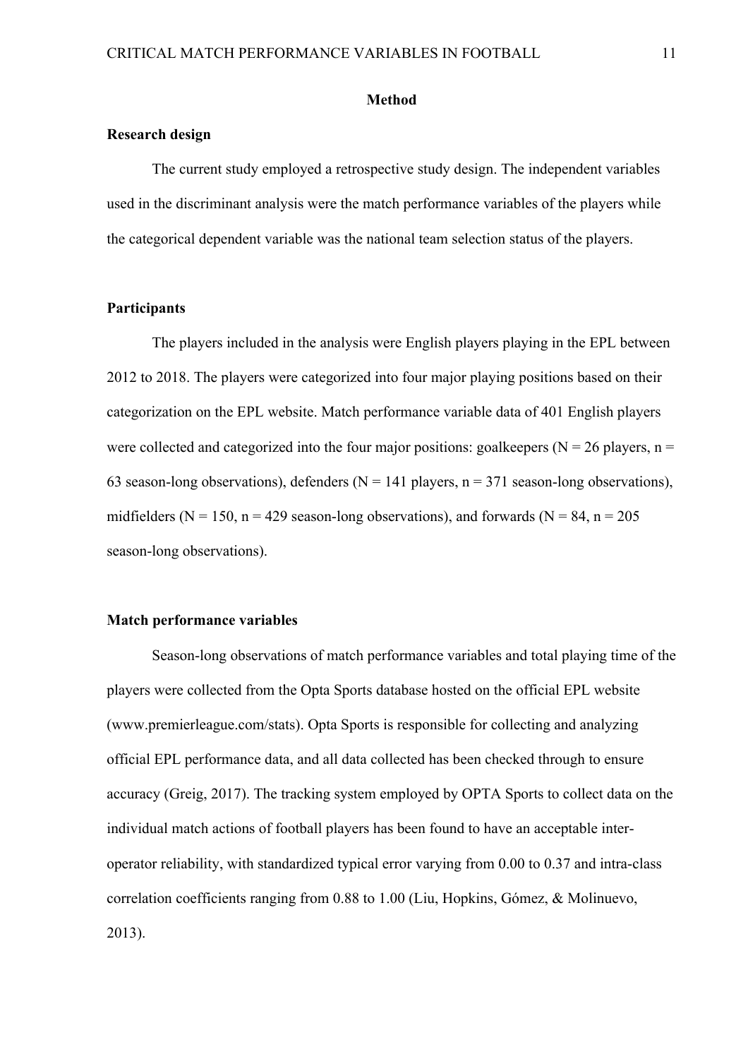# Method

## Research design

The current study employed a retrospective study design. The independent variables used in the discriminant analysis were the match performance variables of the players while the categorical dependent variable was the national team selection status of the players.

## Participants

The players included in the analysis were English players playing in the EPL between 2012 to 2018. The players were categorized into four major playing positions based on their categorization on the EPL website. Match performance variable data of 401 English players were collected and categorized into the four major positions: goalkeepers ($N = 26$ players, $n = 63$ season-long observations), defenders ($N = 141$ players, $n = 371$ season-long observations), midfielders ($N = 150$, $n = 429$ season-long observations), and forwards ($N = 84$, $n = 205$ season-long observations).

## Match performance variables

Season-long observations of match performance variables and total playing time of the players were collected from the Opta Sports database hosted on the official EPL website (www.premierleague.com/stats). Opta Sports is responsible for collecting and analyzing official EPL performance data, and all data collected has been checked through to ensure accuracy (Greig, 2017). The tracking system employed by OPTA Sports to collect data on the individual match actions of football players has been found to have an acceptable inter-operator reliability, with standardized typical error varying from 0.00 to 0.37 and intra-class correlation coefficients ranging from 0.88 to 1.00 (Liu, Hopkins, Gómez, & Molinuevo, 2013).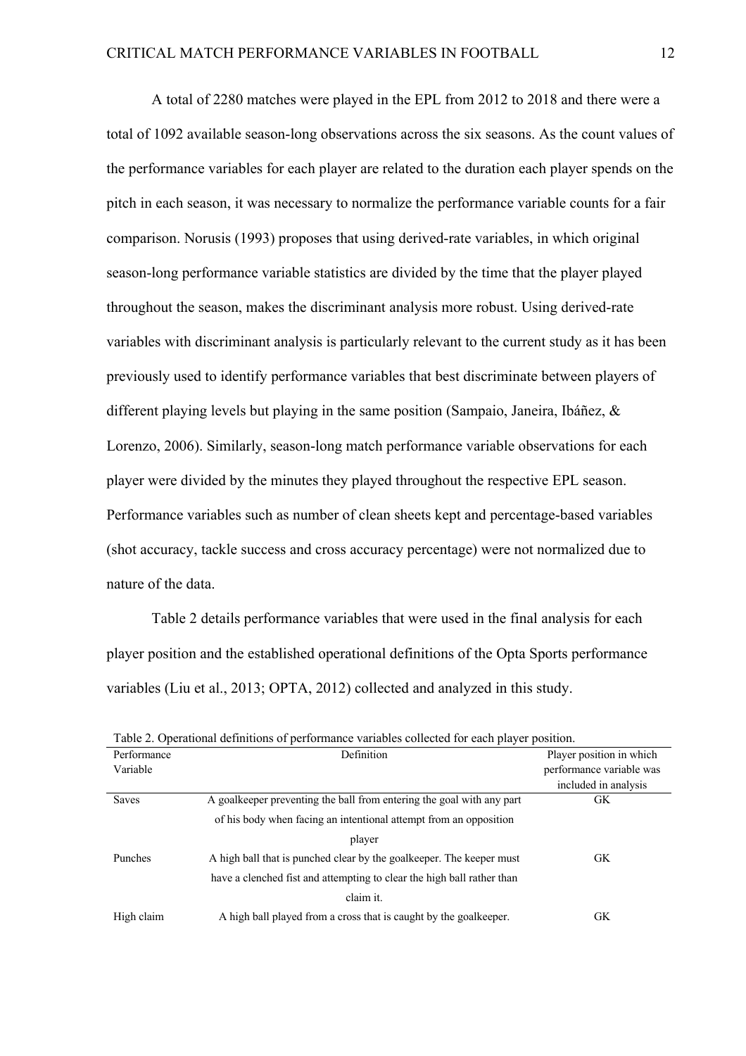A total of 2280 matches were played in the EPL from 2012 to 2018 and there were a total of 1092 available season-long observations across the six seasons. As the count values of the performance variables for each player are related to the duration each player spends on the pitch in each season, it was necessary to normalize the performance variable counts for a fair comparison. Norusis (1993) proposes that using derived-rate variables, in which original season-long performance variable statistics are divided by the time that the player played throughout the season, makes the discriminant analysis more robust. Using derived-rate variables with discriminant analysis is particularly relevant to the current study as it has been previously used to identify performance variables that best discriminate between players of different playing levels but playing in the same position (Sampaio, Janeira, Ibáñez, & Lorenzo, 2006). Similarly, season-long match performance variable observations for each player were divided by the minutes they played throughout the respective EPL season. Performance variables such as number of clean sheets kept and percentage-based variables (shot accuracy, tackle success and cross accuracy percentage) were not normalized due to nature of the data.

Table 2 details performance variables that were used in the final analysis for each player position and the established operational definitions of the Opta Sports performance variables (Liu et al., 2013; OPTA, 2012) collected and analyzed in this study.

Table 2. Operational definitions of performance variables collected for each player position.

| Performance Variable | Definition | Player position in which performance variable was included in analysis |
|---|---|---|
| Saves | A goalkeeper preventing the ball from entering the goal with any part of his body when facing an intentional attempt from an opposition player | GK |
| Punches | A high ball that is punched clear by the goalkeeper. The keeper must have a clenched fist and attempting to clear the high ball rather than claim it. | GK |
| High claim | A high ball played from a cross that is caught by the goalkeeper. | GK |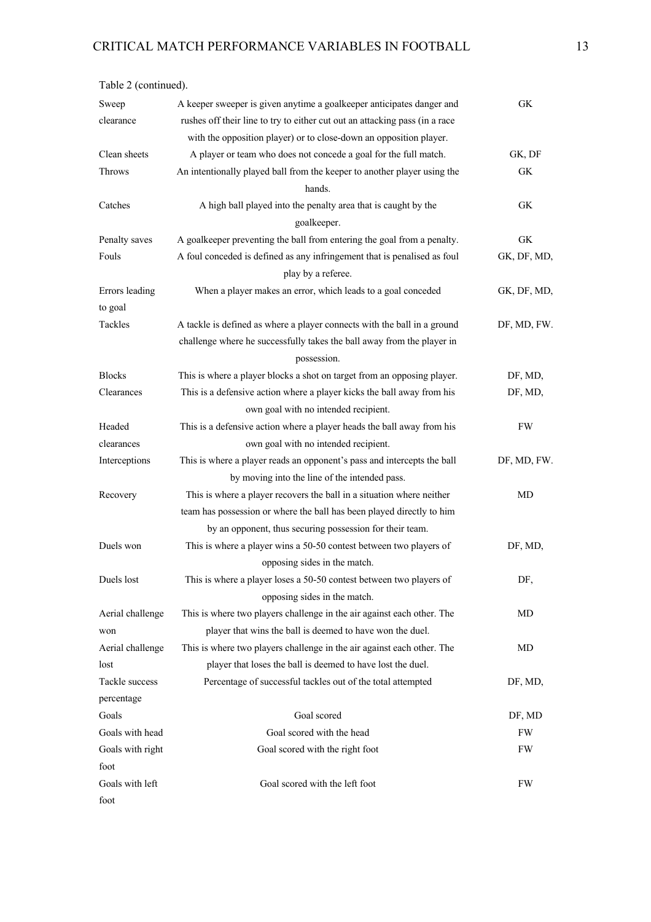Table 2 (continued).

| | | |
|---|---|---|
| Sweep clearance | A keeper sweeper is given anytime a goalkeeper anticipates danger and rushes off their line to try to either cut out an attacking pass (in a race with the opposition player) or to close-down an opposition player. | GK |
| Clean sheets | A player or team who does not concede a goal for the full match. | GK, DF |
| Throws | An intentionally played ball from the keeper to another player using the hands. | GK |
| Catches | A high ball played into the penalty area that is caught by the goalkeeper. | GK |
| Penalty saves | A goalkeeper preventing the ball from entering the goal from a penalty. | GK |
| Fouls | A foul conceded is defined as any infringement that is penalised as foul play by a referee. | GK, DF, MD, |
| Errors leading to goal | When a player makes an error, which leads to a goal conceded | GK, DF, MD, |
| Tackles | A tackle is defined as where a player connects with the ball in a ground challenge where he successfully takes the ball away from the player in possession. | DF, MD, FW. |
| Blocks | This is where a player blocks a shot on target from an opposing player. | DF, MD, |
| Clearances | This is a defensive action where a player kicks the ball away from his own goal with no intended recipient. | DF, MD, |
| Headed clearances | This is a defensive action where a player heads the ball away from his own goal with no intended recipient. | FW |
| Interceptions | This is where a player reads an opponent's pass and intercepts the ball by moving into the line of the intended pass. | DF, MD, FW. |
| Recovery | This is where a player recovers the ball in a situation where neither team has possession or where the ball has been played directly to him by an opponent, thus securing possession for their team. | MD |
| Duels won | This is where a player wins a 50-50 contest between two players of opposing sides in the match. | DF, MD, |
| Duels lost | This is where a player loses a 50-50 contest between two players of opposing sides in the match. | DF, |
| Aerial challenge won | This is where two players challenge in the air against each other. The player that wins the ball is deemed to have won the duel. | MD |
| Aerial challenge lost | This is where two players challenge in the air against each other. The player that loses the ball is deemed to have lost the duel. | MD |
| Tackle success percentage | Percentage of successful tackles out of the total attempted | DF, MD, |
| Goals | Goal scored | DF, MD |
| Goals with head | Goal scored with the head | FW |
| Goals with right foot | Goal scored with the right foot | FW |
| Goals with left foot | Goal scored with the left foot | FW |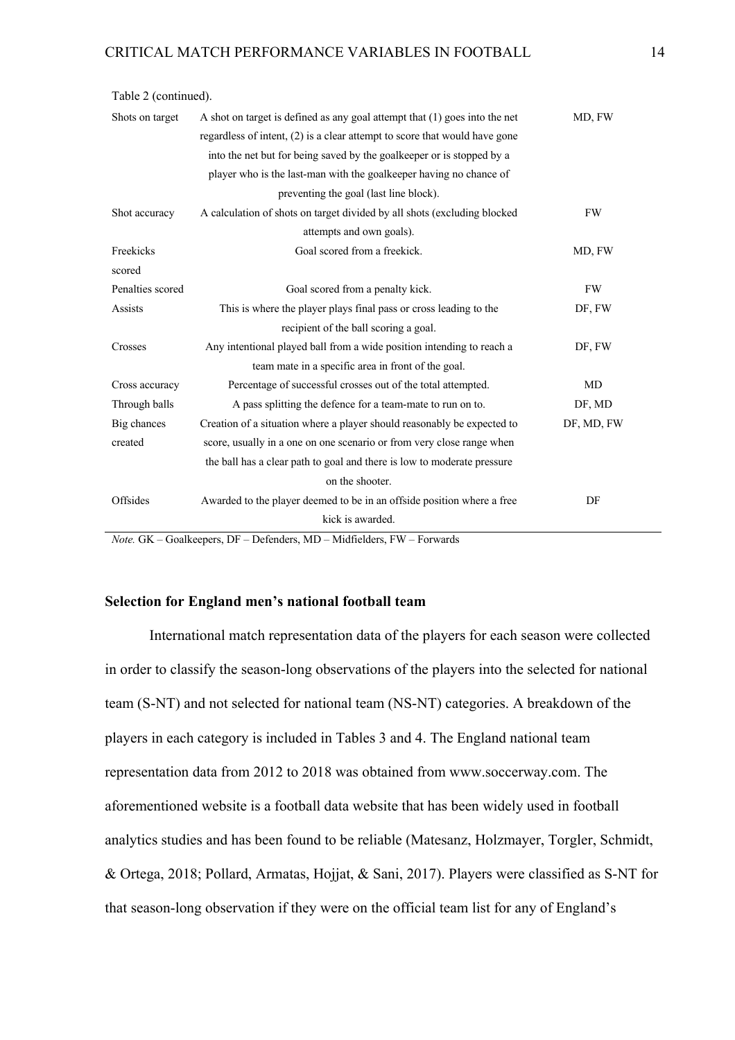Table 2 (continued).

| | | |
|---|---|---|
| Shots on target | A shot on target is defined as any goal attempt that (1) goes into the net regardless of intent, (2) is a clear attempt to score that would have gone into the net but for being saved by the goalkeeper or is stopped by a player who is the last-man with the goalkeeper having no chance of preventing the goal (last line block). | MD, FW |
| Shot accuracy | A calculation of shots on target divided by all shots (excluding blocked attempts and own goals). | FW |
| Freekicks scored | Goal scored from a freekick. | MD, FW |
| Penalties scored | Goal scored from a penalty kick. | FW |
| Assists | This is where the player plays final pass or cross leading to the recipient of the ball scoring a goal. | DF, FW |
| Crosses | Any intentional played ball from a wide position intending to reach a team mate in a specific area in front of the goal. | DF, FW |
| Cross accuracy | Percentage of successful crosses out of the total attempted. | MD |
| Through balls | A pass splitting the defence for a team-mate to run on to. | DF, MD |
| Big chances created | Creation of a situation where a player should reasonably be expected to score, usually in a one on one scenario or from very close range when the ball has a clear path to goal and there is low to moderate pressure on the shooter. | DF, MD, FW |
| Offsides | Awarded to the player deemed to be in an offside position where a free kick is awarded. | DF |

*Note.* GK – Goalkeepers, DF – Defenders, MD – Midfielders, FW – Forwards

## Selection for England men's national football team

International match representation data of the players for each season were collected in order to classify the season-long observations of the players into the selected for national team (S-NT) and not selected for national team (NS-NT) categories. A breakdown of the players in each category is included in Tables 3 and 4. The England national team representation data from 2012 to 2018 was obtained from www.soccerway.com. The aforementioned website is a football data website that has been widely used in football analytics studies and has been found to be reliable (Matesanz, Holzmayer, Torgler, Schmidt, & Ortega, 2018; Pollard, Armatas, Hojjat, & Sani, 2017). Players were classified as S-NT for that season-long observation if they were on the official team list for any of England's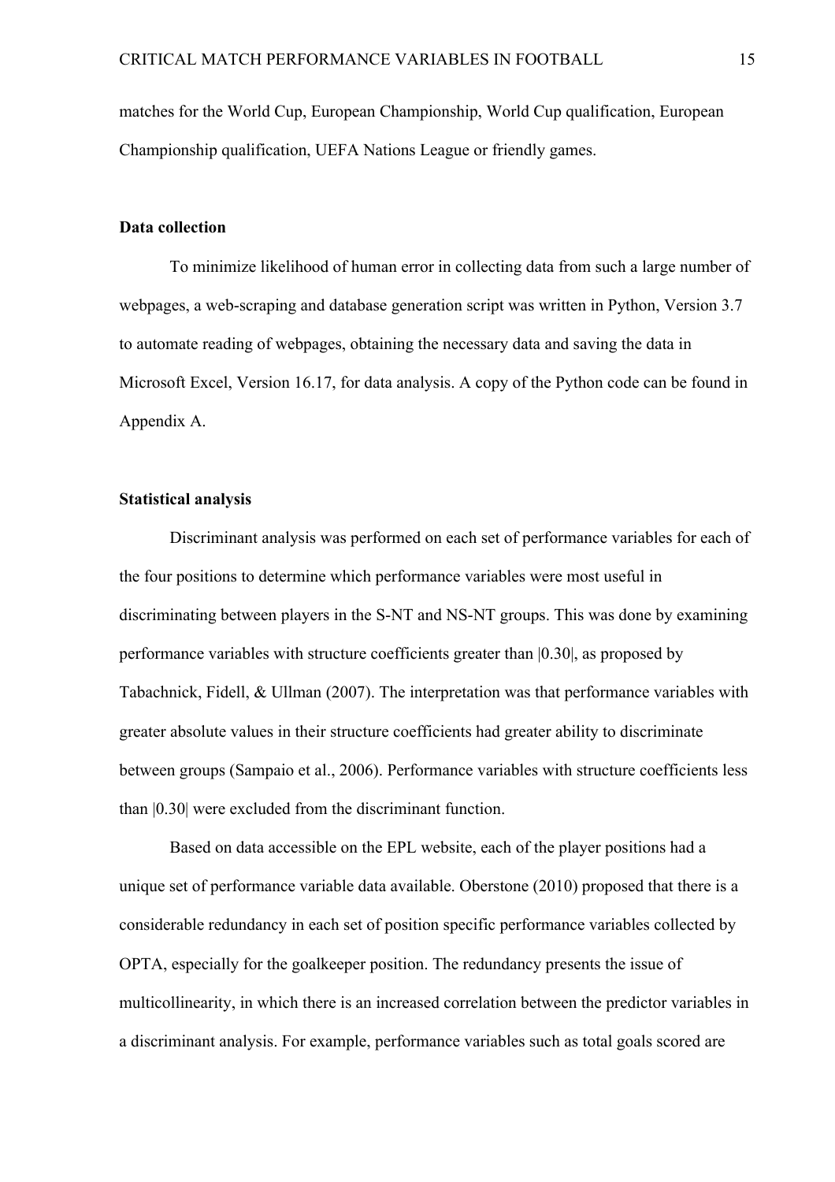matches for the World Cup, European Championship, World Cup qualification, European Championship qualification, UEFA Nations League or friendly games.

### Data collection

To minimize likelihood of human error in collecting data from such a large number of webpages, a web-scraping and database generation script was written in Python, Version 3.7 to automate reading of webpages, obtaining the necessary data and saving the data in Microsoft Excel, Version 16.17, for data analysis. A copy of the Python code can be found in Appendix A.

### Statistical analysis

Discriminant analysis was performed on each set of performance variables for each of the four positions to determine which performance variables were most useful in discriminating between players in the S-NT and NS-NT groups. This was done by examining performance variables with structure coefficients greater than |0.30|, as proposed by Tabachnick, Fidell, & Ullman (2007). The interpretation was that performance variables with greater absolute values in their structure coefficients had greater ability to discriminate between groups (Sampaio et al., 2006). Performance variables with structure coefficients less than |0.30| were excluded from the discriminant function.

Based on data accessible on the EPL website, each of the player positions had a unique set of performance variable data available. Oberstone (2010) proposed that there is a considerable redundancy in each set of position specific performance variables collected by OPTA, especially for the goalkeeper position. The redundancy presents the issue of multicollinearity, in which there is an increased correlation between the predictor variables in a discriminant analysis. For example, performance variables such as total goals scored are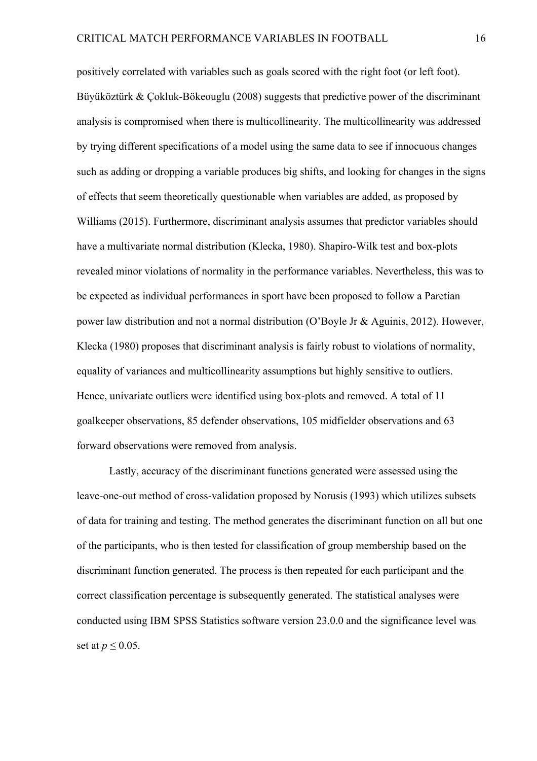positively correlated with variables such as goals scored with the right foot (or left foot). Büyüköztürk & Çokluk-Bökeouglu (2008) suggests that predictive power of the discriminant analysis is compromised when there is multicollinearity. The multicollinearity was addressed by trying different specifications of a model using the same data to see if innocuous changes such as adding or dropping a variable produces big shifts, and looking for changes in the signs of effects that seem theoretically questionable when variables are added, as proposed by Williams (2015). Furthermore, discriminant analysis assumes that predictor variables should have a multivariate normal distribution (Klecka, 1980). Shapiro-Wilk test and box-plots revealed minor violations of normality in the performance variables. Nevertheless, this was to be expected as individual performances in sport have been proposed to follow a Paretian power law distribution and not a normal distribution (O'Boyle Jr & Aguinis, 2012). However, Klecka (1980) proposes that discriminant analysis is fairly robust to violations of normality, equality of variances and multicollinearity assumptions but highly sensitive to outliers. Hence, univariate outliers were identified using box-plots and removed. A total of 11 goalkeeper observations, 85 defender observations, 105 midfielder observations and 63 forward observations were removed from analysis.

Lastly, accuracy of the discriminant functions generated were assessed using the leave-one-out method of cross-validation proposed by Norusis (1993) which utilizes subsets of data for training and testing. The method generates the discriminant function on all but one of the participants, who is then tested for classification of group membership based on the discriminant function generated. The process is then repeated for each participant and the correct classification percentage is subsequently generated. The statistical analyses were conducted using IBM SPSS Statistics software version 23.0.0 and the significance level was set at $p \leq 0.05$.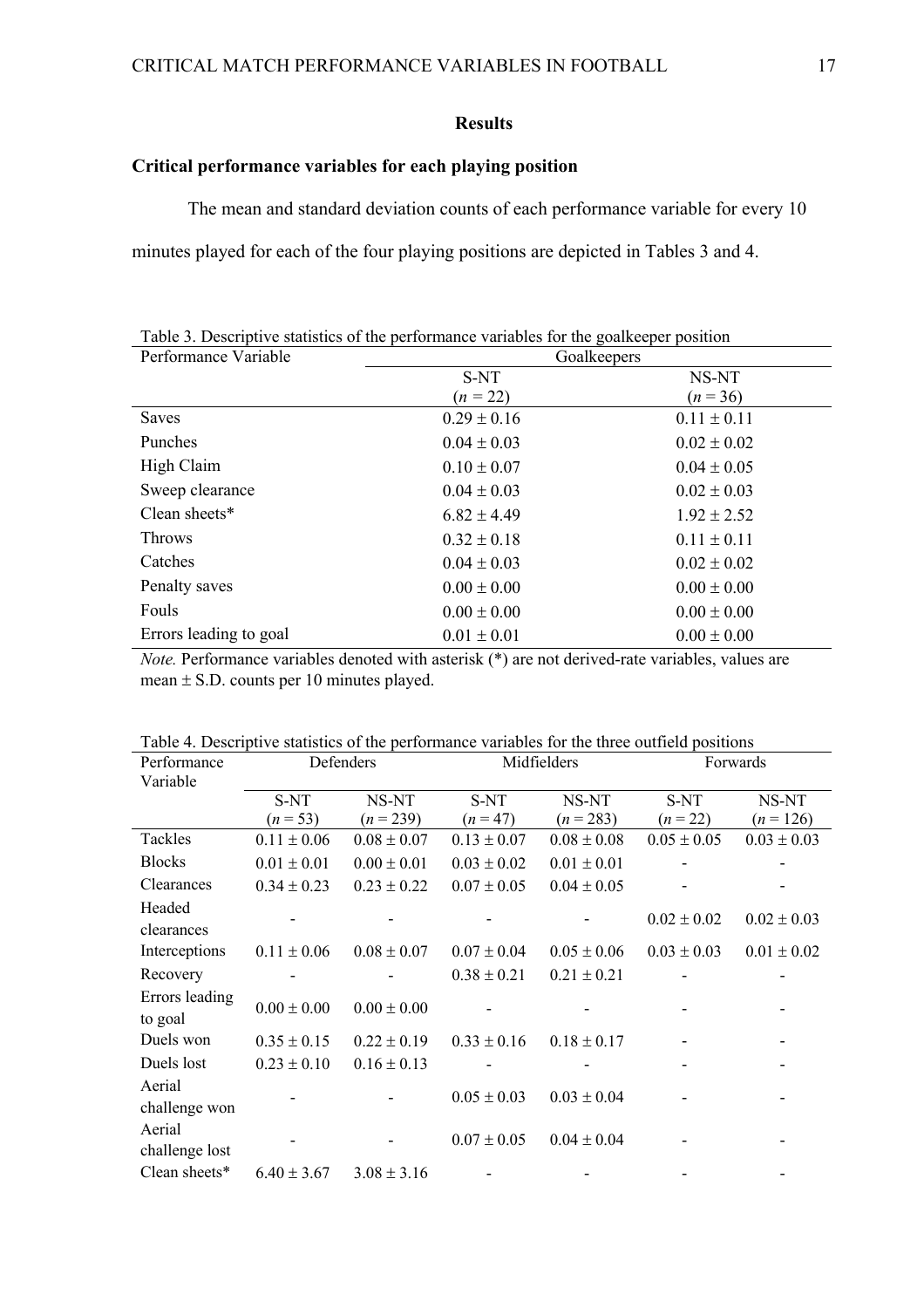## Results

### Critical performance variables for each playing position

The mean and standard deviation counts of each performance variable for every 10 minutes played for each of the four playing positions are depicted in Tables 3 and 4.

Table 3. Descriptive statistics of the performance variables for the goalkeeper position

| Performance Variable | Goalkeepers | |
|---|---|---|
| | S-NT (*n* = 22) | NS-NT (*n* = 36) |
| Saves | 0.29 ± 0.16 | 0.11 ± 0.11 |
| Punches | 0.04 ± 0.03 | 0.02 ± 0.02 |
| High Claim | 0.10 ± 0.07 | 0.04 ± 0.05 |
| Sweep clearance | 0.04 ± 0.03 | 0.02 ± 0.03 |
| Clean sheets* | 6.82 ± 4.49 | 1.92 ± 2.52 |
| Throws | 0.32 ± 0.18 | 0.11 ± 0.11 |
| Catches | 0.04 ± 0.03 | 0.02 ± 0.02 |
| Penalty saves | 0.00 ± 0.00 | 0.00 ± 0.00 |
| Fouls | 0.00 ± 0.00 | 0.00 ± 0.00 |
| Errors leading to goal | 0.01 ± 0.01 | 0.00 ± 0.00 |

*Note.* Performance variables denoted with asterisk (*) are not derived-rate variables, values are mean ± S.D. counts per 10 minutes played.

Table 4. Descriptive statistics of the performance variables for the three outfield positions

| Performance Variable | Defenders | | Midfielders | | Forwards | |
|---|---|---|---|---|---|---|
| | S-NT (*n* = 53) | NS-NT (*n* = 239) | S-NT (*n* = 47) | NS-NT (*n* = 283) | S-NT (*n* = 22) | NS-NT (*n* = 126) |
| Tackles | 0.11 ± 0.06 | 0.08 ± 0.07 | 0.13 ± 0.07 | 0.08 ± 0.08 | 0.05 ± 0.05 | 0.03 ± 0.03 |
| Blocks | 0.01 ± 0.01 | 0.00 ± 0.01 | 0.03 ± 0.02 | 0.01 ± 0.01 | - | - |
| Clearances | 0.34 ± 0.23 | 0.23 ± 0.22 | 0.07 ± 0.05 | 0.04 ± 0.05 | - | - |
| Headed clearances | - | - | - | - | 0.02 ± 0.02 | 0.02 ± 0.03 |
| Interceptions | 0.11 ± 0.06 | 0.08 ± 0.07 | 0.07 ± 0.04 | 0.05 ± 0.06 | 0.03 ± 0.03 | 0.01 ± 0.02 |
| Recovery | - | - | 0.38 ± 0.21 | 0.21 ± 0.21 | - | - |
| Errors leading to goal | 0.00 ± 0.00 | 0.00 ± 0.00 | - | - | - | - |
| Duels won | 0.35 ± 0.15 | 0.22 ± 0.19 | 0.33 ± 0.16 | 0.18 ± 0.17 | - | - |
| Duels lost | 0.23 ± 0.10 | 0.16 ± 0.13 | - | - | - | - |
| Aerial challenge won | - | - | 0.05 ± 0.03 | 0.03 ± 0.04 | - | - |
| Aerial challenge lost | - | - | 0.07 ± 0.05 | 0.04 ± 0.04 | - | - |
| Clean sheets* | 6.40 ± 3.67 | 3.08 ± 3.16 | - | - | - | - |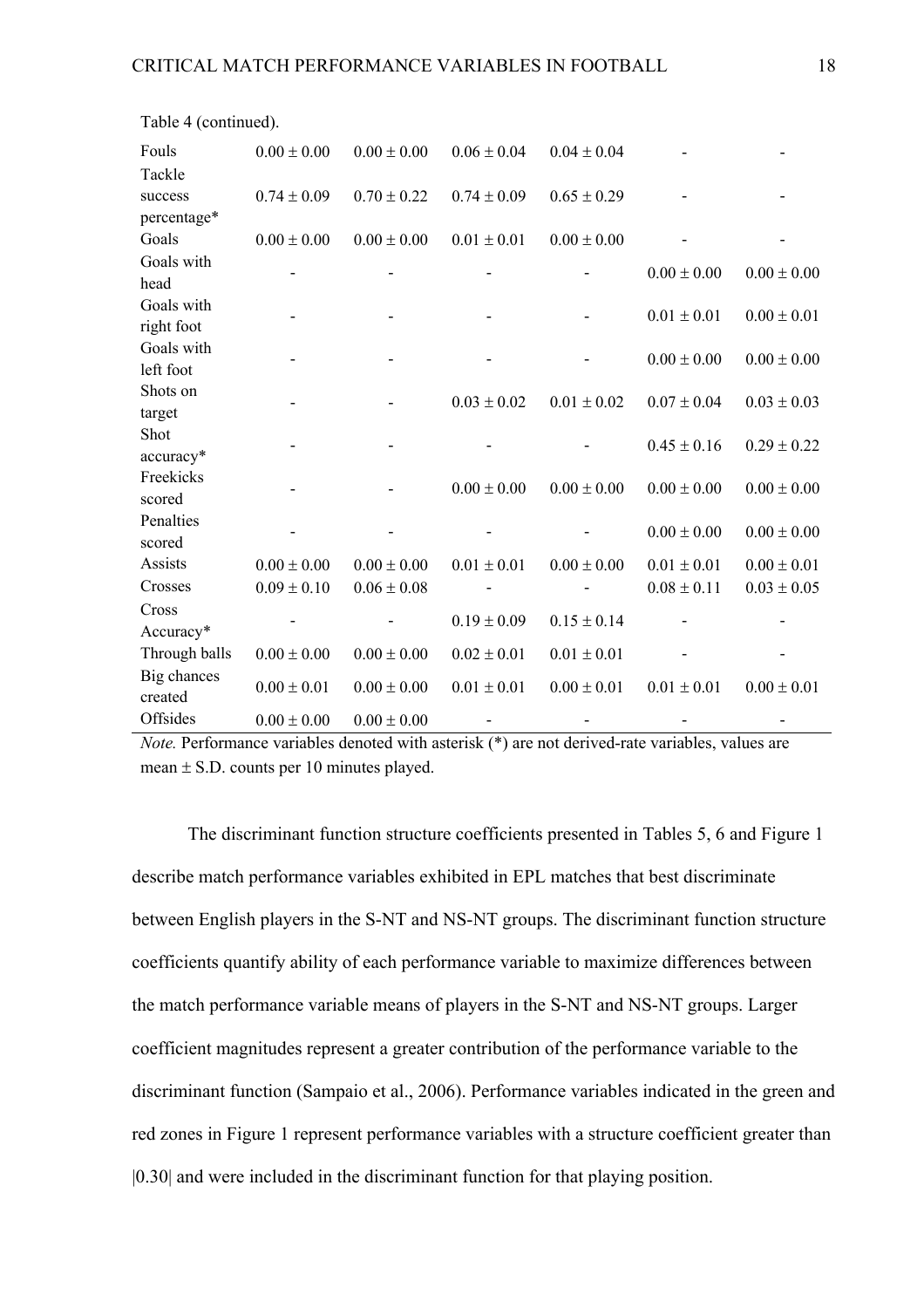Table 4 (continued).

| | | | | | | |
|---|---|---|---|---|---|---|
| Fouls | 0.00 ± 0.00 | 0.00 ± 0.00 | 0.06 ± 0.04 | 0.04 ± 0.04 | - | - |
| Tackle success percentage* | 0.74 ± 0.09 | 0.70 ± 0.22 | 0.74 ± 0.09 | 0.65 ± 0.29 | - | - |
| Goals | 0.00 ± 0.00 | 0.00 ± 0.00 | 0.01 ± 0.01 | 0.00 ± 0.00 | - | - |
| Goals with head | - | - | - | - | 0.00 ± 0.00 | 0.00 ± 0.00 |
| Goals with right foot | - | - | - | - | 0.01 ± 0.01 | 0.00 ± 0.01 |
| Goals with left foot | - | - | - | - | 0.00 ± 0.00 | 0.00 ± 0.00 |
| Shots on target | - | - | 0.03 ± 0.02 | 0.01 ± 0.02 | 0.07 ± 0.04 | 0.03 ± 0.03 |
| Shot accuracy* | - | - | - | - | 0.45 ± 0.16 | 0.29 ± 0.22 |
| Freekicks scored | - | - | 0.00 ± 0.00 | 0.00 ± 0.00 | 0.00 ± 0.00 | 0.00 ± 0.00 |
| Penalties scored | - | - | - | - | 0.00 ± 0.00 | 0.00 ± 0.00 |
| Assists | 0.00 ± 0.00 | 0.00 ± 0.00 | 0.01 ± 0.01 | 0.00 ± 0.00 | 0.01 ± 0.01 | 0.00 ± 0.01 |
| Crosses | 0.09 ± 0.10 | 0.06 ± 0.08 | - | - | 0.08 ± 0.11 | 0.03 ± 0.05 |
| Cross Accuracy* | - | - | 0.19 ± 0.09 | 0.15 ± 0.14 | - | - |
| Through balls | 0.00 ± 0.00 | 0.00 ± 0.00 | 0.02 ± 0.01 | 0.01 ± 0.01 | - | - |
| Big chances created | 0.00 ± 0.01 | 0.00 ± 0.00 | 0.01 ± 0.01 | 0.00 ± 0.01 | 0.01 ± 0.01 | 0.00 ± 0.01 |
| Offsides | 0.00 ± 0.00 | 0.00 ± 0.00 | - | - | - | - |

*Note.* Performance variables denoted with asterisk (*) are not derived-rate variables, values are mean ± S.D. counts per 10 minutes played.

The discriminant function structure coefficients presented in Tables 5, 6 and Figure 1 describe match performance variables exhibited in EPL matches that best discriminate between English players in the S-NT and NS-NT groups. The discriminant function structure coefficients quantify ability of each performance variable to maximize differences between the match performance variable means of players in the S-NT and NS-NT groups. Larger coefficient magnitudes represent a greater contribution of the performance variable to the discriminant function (Sampaio et al., 2006). Performance variables indicated in the green and red zones in Figure 1 represent performance variables with a structure coefficient greater than |0.30| and were included in the discriminant function for that playing position.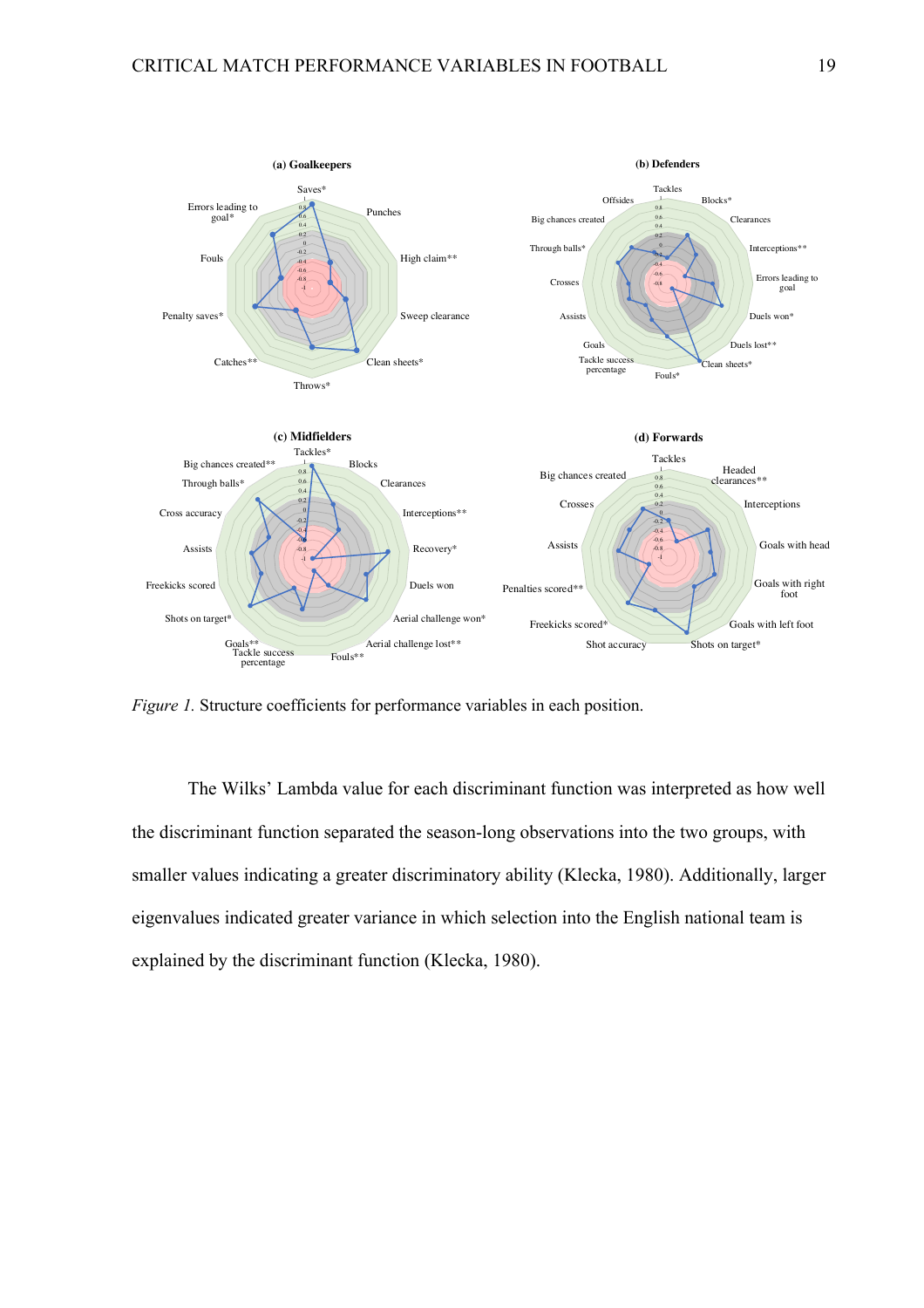*Figure 1.* Structure coefficients for performance variables in each position.

The Wilks' Lambda value for each discriminant function was interpreted as how well the discriminant function separated the season-long observations into the two groups, with smaller values indicating a greater discriminatory ability (Klecka, 1980). Additionally, larger eigenvalues indicated greater variance in which selection into the English national team is explained by the discriminant function (Klecka, 1980).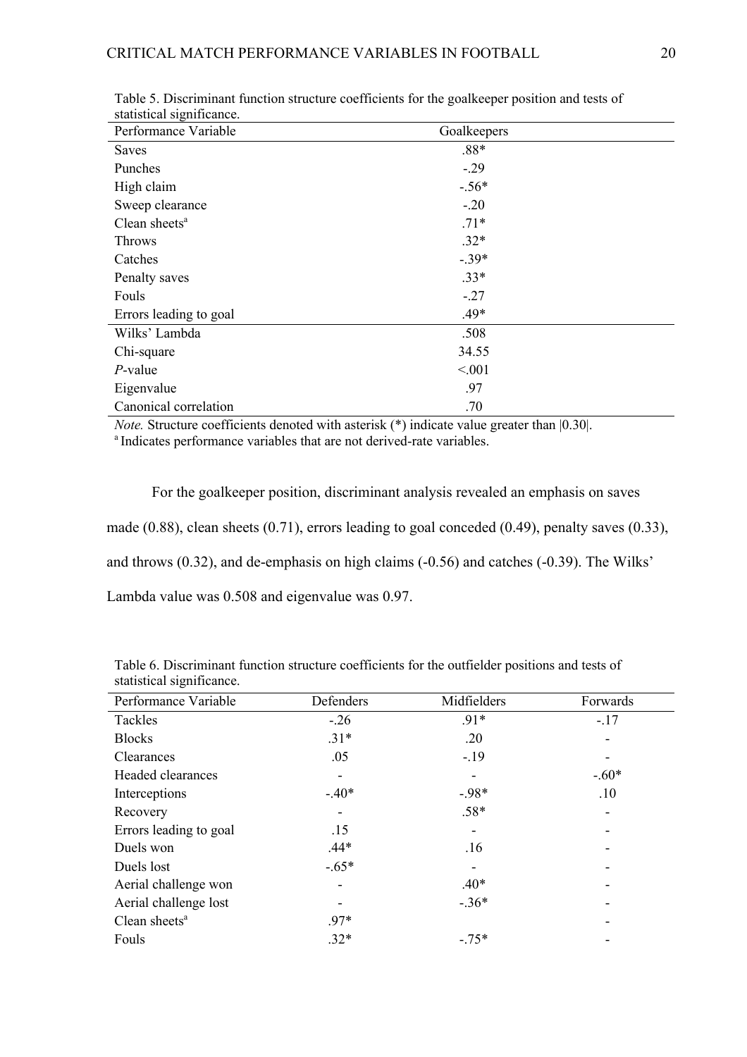Table 5. Discriminant function structure coefficients for the goalkeeper position and tests of statistical significance.

| Performance Variable | Goalkeepers |
|---|---|
| Saves | .88* |
| Punches | -.29 |
| High claim | -.56* |
| Sweep clearance | -.20 |
| Clean sheets[a] | .71* |
| Throws | .32* |
| Catches | -.39* |
| Penalty saves | .33* |
| Fouls | -.27 |
| Errors leading to goal | .49* |
| Wilks' Lambda | .508 |
| Chi-square | 34.55 |
| *P*-value | <.001 |
| Eigenvalue | .97 |
| Canonical correlation | .70 |

*Note.* Structure coefficients denoted with asterisk (*) indicate value greater than |0.30|.
[a] Indicates performance variables that are not derived-rate variables.

For the goalkeeper position, discriminant analysis revealed an emphasis on saves made (0.88), clean sheets (0.71), errors leading to goal conceded (0.49), penalty saves (0.33), and throws (0.32), and de-emphasis on high claims (-0.56) and catches (-0.39). The Wilks' Lambda value was 0.508 and eigenvalue was 0.97.

Table 6. Discriminant function structure coefficients for the outfielder positions and tests of statistical significance.

| Performance Variable | Defenders | Midfielders | Forwards |
|---|---|---|---|
| Tackles | -.26 | .91* | -.17 |
| Blocks | .31* | .20 | - |
| Clearances | .05 | -.19 | - |
| Headed clearances | - | - | -.60* |
| Interceptions | -.40* | -.98* | .10 |
| Recovery | - | .58* | - |
| Errors leading to goal | .15 | - | - |
| Duels won | .44* | .16 | - |
| Duels lost | -.65* | - | - |
| Aerial challenge won | - | .40* | - |
| Aerial challenge lost | - | -.36* | - |
| Clean sheets[a] | .97* | | - |
| Fouls | .32* | -.75* | - |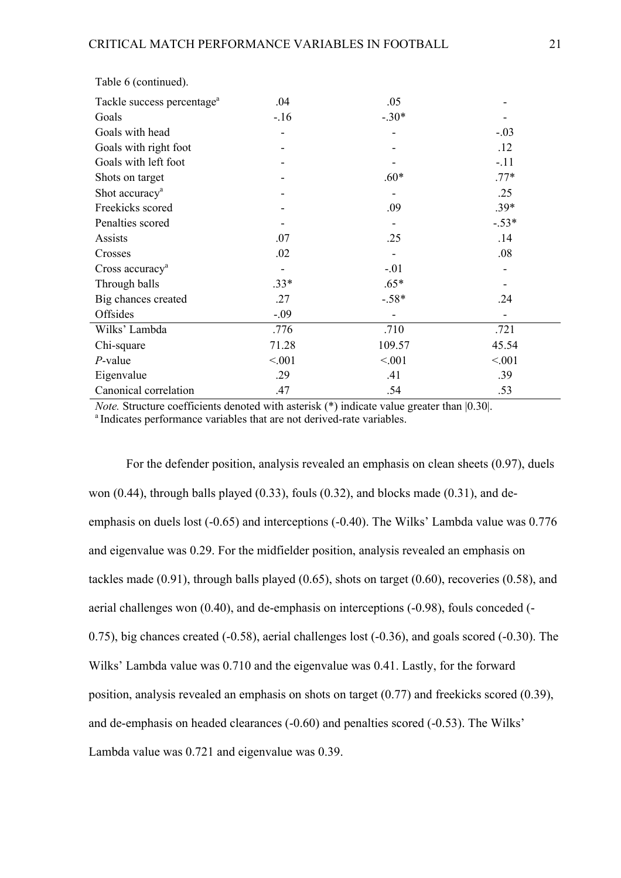Table 6 (continued).

| | | | |
|---|---|---|---|
| Tackle success percentage[a] | .04 | .05 | - |
| Goals | -.16 | -.30* | - |
| Goals with head | - | - | -.03 |
| Goals with right foot | - | - | .12 |
| Goals with left foot | - | - | -.11 |
| Shots on target | - | .60* | .77* |
| Shot accuracy[a] | - | - | .25 |
| Freekicks scored | - | .09 | .39* |
| Penalties scored | - | - | -.53* |
| Assists | .07 | .25 | .14 |
| Crosses | .02 | - | .08 |
| Cross accuracy[a] | - | -.01 | - |
| Through balls | .33* | .65* | - |
| Big chances created | .27 | -.58* | .24 |
| Offsides | -.09 | - | - |
| Wilks' Lambda | .776 | .710 | .721 |
| Chi-square | 71.28 | 109.57 | 45.54 |
| *P*-value | <.001 | <.001 | <.001 |
| Eigenvalue | .29 | .41 | .39 |
| Canonical correlation | .47 | .54 | .53 |

*Note.* Structure coefficients denoted with asterisk (*) indicate value greater than |0.30|.
[a] Indicates performance variables that are not derived-rate variables.

For the defender position, analysis revealed an emphasis on clean sheets (0.97), duels won (0.44), through balls played (0.33), fouls (0.32), and blocks made (0.31), and de-emphasis on duels lost (-0.65) and interceptions (-0.40). The Wilks' Lambda value was 0.776 and eigenvalue was 0.29. For the midfielder position, analysis revealed an emphasis on tackles made (0.91), through balls played (0.65), shots on target (0.60), recoveries (0.58), and aerial challenges won (0.40), and de-emphasis on interceptions (-0.98), fouls conceded (-0.75), big chances created (-0.58), aerial challenges lost (-0.36), and goals scored (-0.30). The Wilks' Lambda value was 0.710 and the eigenvalue was 0.41. Lastly, for the forward position, analysis revealed an emphasis on shots on target (0.77) and freekicks scored (0.39), and de-emphasis on headed clearances (-0.60) and penalties scored (-0.53). The Wilks' Lambda value was 0.721 and eigenvalue was 0.39.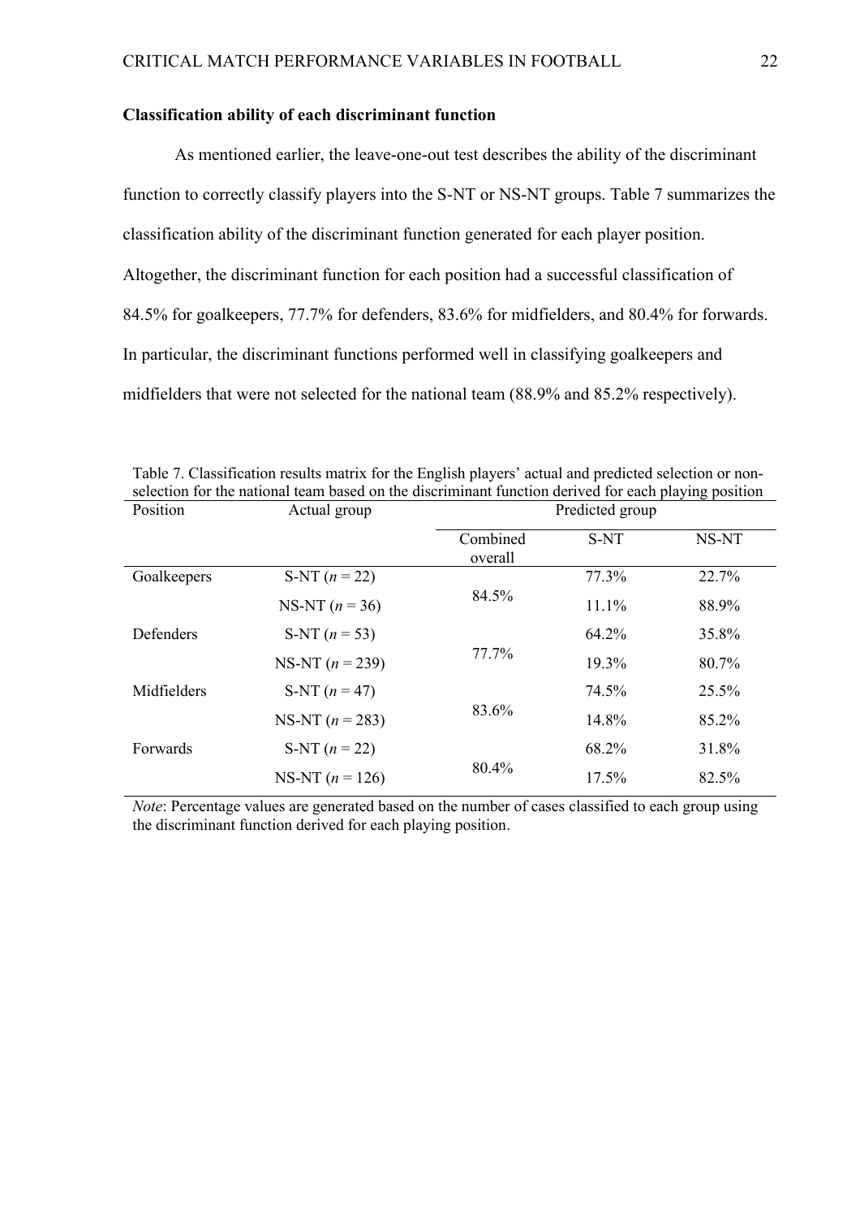**Classification ability of each discriminant function**

As mentioned earlier, the leave-one-out test describes the ability of the discriminant function to correctly classify players into the S-NT or NS-NT groups. Table 7 summarizes the classification ability of the discriminant function generated for each player position. Altogether, the discriminant function for each position had a successful classification of 84.5% for goalkeepers, 77.7% for defenders, 83.6% for midfielders, and 80.4% for forwards. In particular, the discriminant functions performed well in classifying goalkeepers and midfielders that were not selected for the national team (88.9% and 85.2% respectively).

Table 7. Classification results matrix for the English players' actual and predicted selection or non-selection for the national team based on the discriminant function derived for each playing position

| Position | Actual group | Predicted group | | |
|---|---|---|---|---|
| | | Combined overall | S-NT | NS-NT |
| Goalkeepers | S-NT (*n* = 22) | 84.5% | 77.3% | 22.7% |
| | NS-NT (*n* = 36) | | 11.1% | 88.9% |
| Defenders | S-NT (*n* = 53) | 77.7% | 64.2% | 35.8% |
| | NS-NT (*n* = 239) | | 19.3% | 80.7% |
| Midfielders | S-NT (*n* = 47) | 83.6% | 74.5% | 25.5% |
| | NS-NT (*n* = 283) | | 14.8% | 85.2% |
| Forwards | S-NT (*n* = 22) | 80.4% | 68.2% | 31.8% |
| | NS-NT (*n* = 126) | | 17.5% | 82.5% |

*Note*: Percentage values are generated based on the number of cases classified to each group using the discriminant function derived for each playing position.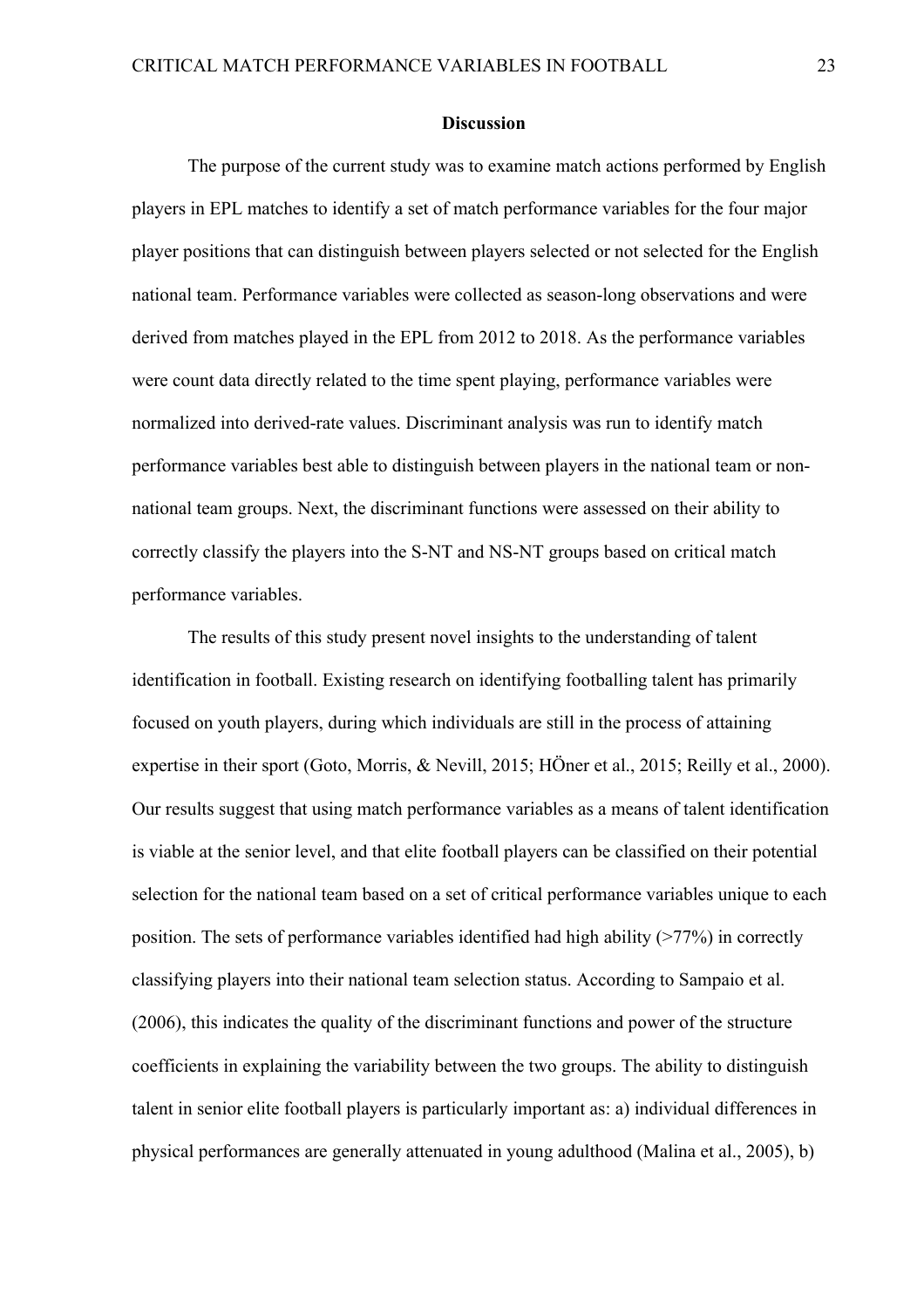## Discussion

The purpose of the current study was to examine match actions performed by English players in EPL matches to identify a set of match performance variables for the four major player positions that can distinguish between players selected or not selected for the English national team. Performance variables were collected as season-long observations and were derived from matches played in the EPL from 2012 to 2018. As the performance variables were count data directly related to the time spent playing, performance variables were normalized into derived-rate values. Discriminant analysis was run to identify match performance variables best able to distinguish between players in the national team or non-national team groups. Next, the discriminant functions were assessed on their ability to correctly classify the players into the S-NT and NS-NT groups based on critical match performance variables.

The results of this study present novel insights to the understanding of talent identification in football. Existing research on identifying footballing talent has primarily focused on youth players, during which individuals are still in the process of attaining expertise in their sport (Goto, Morris, & Nevill, 2015; HÖner et al., 2015; Reilly et al., 2000). Our results suggest that using match performance variables as a means of talent identification is viable at the senior level, and that elite football players can be classified on their potential selection for the national team based on a set of critical performance variables unique to each position. The sets of performance variables identified had high ability (>77%) in correctly classifying players into their national team selection status. According to Sampaio et al. (2006), this indicates the quality of the discriminant functions and power of the structure coefficients in explaining the variability between the two groups. The ability to distinguish talent in senior elite football players is particularly important as: a) individual differences in physical performances are generally attenuated in young adulthood (Malina et al., 2005), b)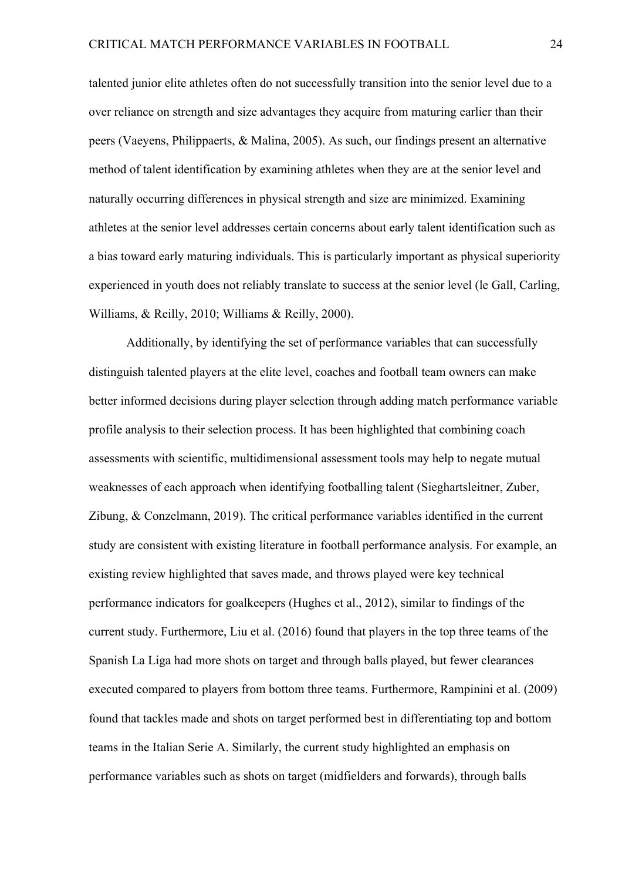talented junior elite athletes often do not successfully transition into the senior level due to a over reliance on strength and size advantages they acquire from maturing earlier than their peers (Vaeyens, Philippaerts, & Malina, 2005). As such, our findings present an alternative method of talent identification by examining athletes when they are at the senior level and naturally occurring differences in physical strength and size are minimized. Examining athletes at the senior level addresses certain concerns about early talent identification such as a bias toward early maturing individuals. This is particularly important as physical superiority experienced in youth does not reliably translate to success at the senior level (le Gall, Carling, Williams, & Reilly, 2010; Williams & Reilly, 2000).

Additionally, by identifying the set of performance variables that can successfully distinguish talented players at the elite level, coaches and football team owners can make better informed decisions during player selection through adding match performance variable profile analysis to their selection process. It has been highlighted that combining coach assessments with scientific, multidimensional assessment tools may help to negate mutual weaknesses of each approach when identifying footballing talent (Sieghartsleitner, Zuber, Zibung, & Conzelmann, 2019). The critical performance variables identified in the current study are consistent with existing literature in football performance analysis. For example, an existing review highlighted that saves made, and throws played were key technical performance indicators for goalkeepers (Hughes et al., 2012), similar to findings of the current study. Furthermore, Liu et al. (2016) found that players in the top three teams of the Spanish La Liga had more shots on target and through balls played, but fewer clearances executed compared to players from bottom three teams. Furthermore, Rampinini et al. (2009) found that tackles made and shots on target performed best in differentiating top and bottom teams in the Italian Serie A. Similarly, the current study highlighted an emphasis on performance variables such as shots on target (midfielders and forwards), through balls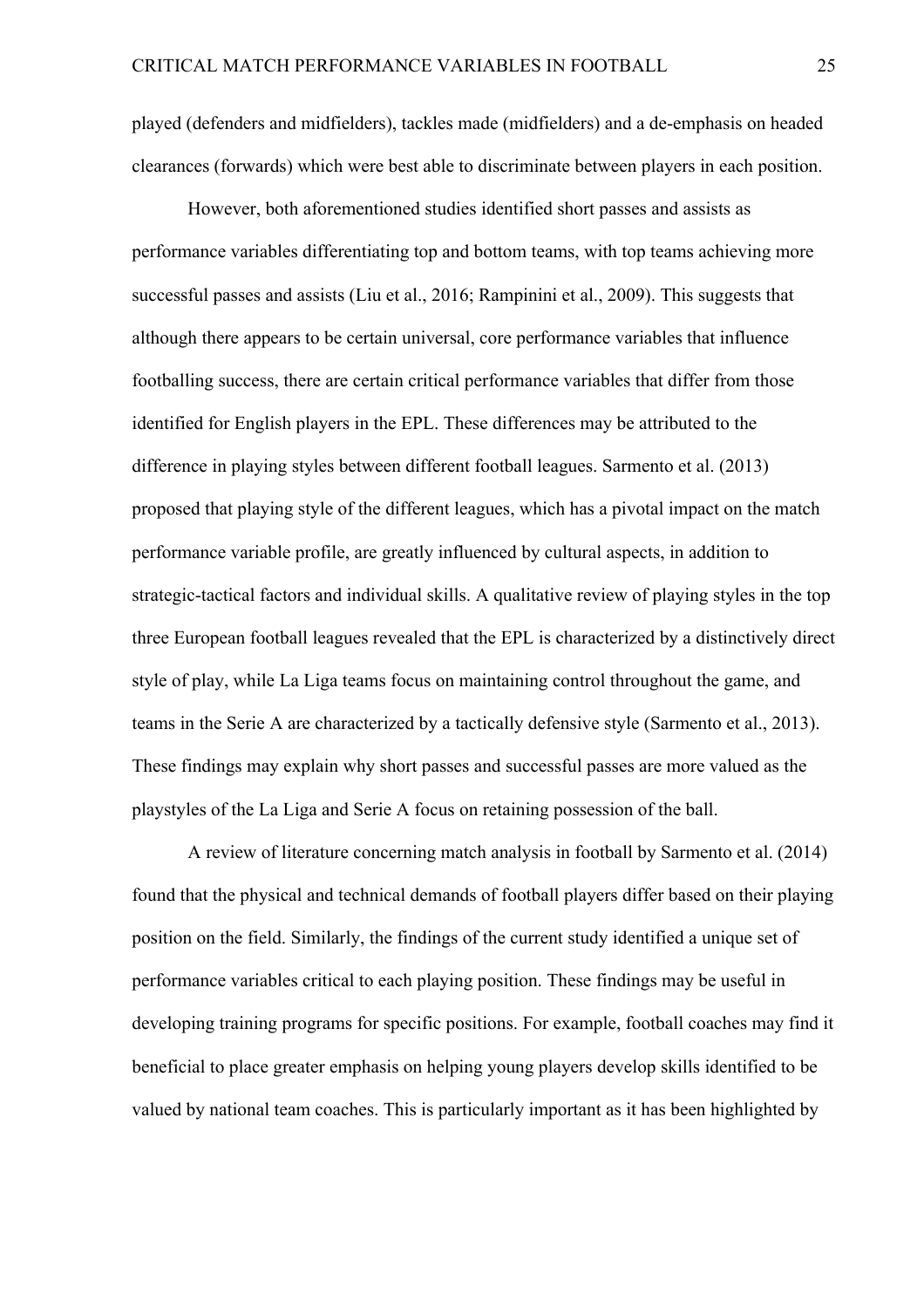played (defenders and midfielders), tackles made (midfielders) and a de-emphasis on headed clearances (forwards) which were best able to discriminate between players in each position.

However, both aforementioned studies identified short passes and assists as performance variables differentiating top and bottom teams, with top teams achieving more successful passes and assists (Liu et al., 2016; Rampinini et al., 2009). This suggests that although there appears to be certain universal, core performance variables that influence footballing success, there are certain critical performance variables that differ from those identified for English players in the EPL. These differences may be attributed to the difference in playing styles between different football leagues. Sarmento et al. (2013) proposed that playing style of the different leagues, which has a pivotal impact on the match performance variable profile, are greatly influenced by cultural aspects, in addition to strategic-tactical factors and individual skills. A qualitative review of playing styles in the top three European football leagues revealed that the EPL is characterized by a distinctively direct style of play, while La Liga teams focus on maintaining control throughout the game, and teams in the Serie A are characterized by a tactically defensive style (Sarmento et al., 2013). These findings may explain why short passes and successful passes are more valued as the playstyles of the La Liga and Serie A focus on retaining possession of the ball.

A review of literature concerning match analysis in football by Sarmento et al. (2014) found that the physical and technical demands of football players differ based on their playing position on the field. Similarly, the findings of the current study identified a unique set of performance variables critical to each playing position. These findings may be useful in developing training programs for specific positions. For example, football coaches may find it beneficial to place greater emphasis on helping young players develop skills identified to be valued by national team coaches. This is particularly important as it has been highlighted by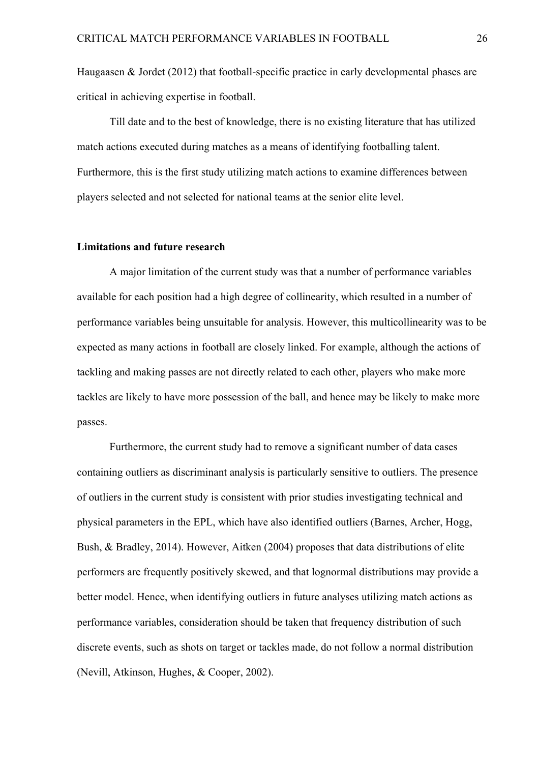Haugaasen & Jordet (2012) that football-specific practice in early developmental phases are critical in achieving expertise in football.

Till date and to the best of knowledge, there is no existing literature that has utilized match actions executed during matches as a means of identifying footballing talent. Furthermore, this is the first study utilizing match actions to examine differences between players selected and not selected for national teams at the senior elite level.

**Limitations and future research**

A major limitation of the current study was that a number of performance variables available for each position had a high degree of collinearity, which resulted in a number of performance variables being unsuitable for analysis. However, this multicollinearity was to be expected as many actions in football are closely linked. For example, although the actions of tackling and making passes are not directly related to each other, players who make more tackles are likely to have more possession of the ball, and hence may be likely to make more passes.

Furthermore, the current study had to remove a significant number of data cases containing outliers as discriminant analysis is particularly sensitive to outliers. The presence of outliers in the current study is consistent with prior studies investigating technical and physical parameters in the EPL, which have also identified outliers (Barnes, Archer, Hogg, Bush, & Bradley, 2014). However, Aitken (2004) proposes that data distributions of elite performers are frequently positively skewed, and that lognormal distributions may provide a better model. Hence, when identifying outliers in future analyses utilizing match actions as performance variables, consideration should be taken that frequency distribution of such discrete events, such as shots on target or tackles made, do not follow a normal distribution (Nevill, Atkinson, Hughes, & Cooper, 2002).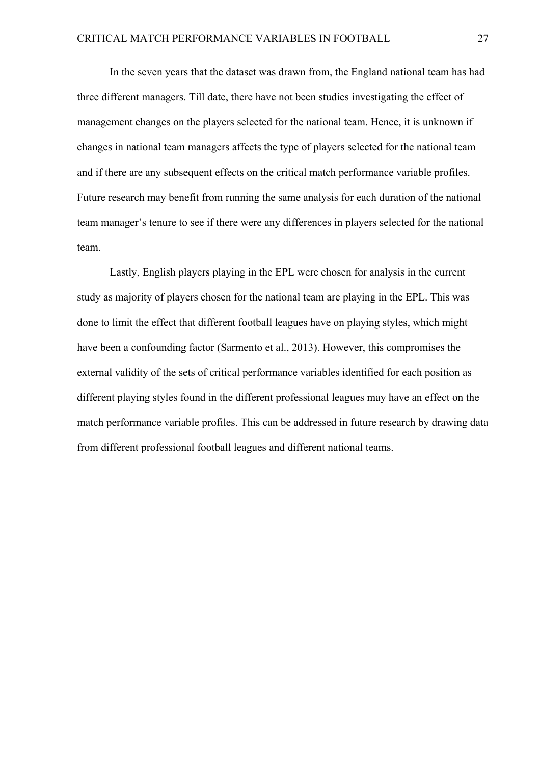In the seven years that the dataset was drawn from, the England national team has had three different managers. Till date, there have not been studies investigating the effect of management changes on the players selected for the national team. Hence, it is unknown if changes in national team managers affects the type of players selected for the national team and if there are any subsequent effects on the critical match performance variable profiles. Future research may benefit from running the same analysis for each duration of the national team manager's tenure to see if there were any differences in players selected for the national team.

Lastly, English players playing in the EPL were chosen for analysis in the current study as majority of players chosen for the national team are playing in the EPL. This was done to limit the effect that different football leagues have on playing styles, which might have been a confounding factor (Sarmento et al., 2013). However, this compromises the external validity of the sets of critical performance variables identified for each position as different playing styles found in the different professional leagues may have an effect on the match performance variable profiles. This can be addressed in future research by drawing data from different professional football leagues and different national teams.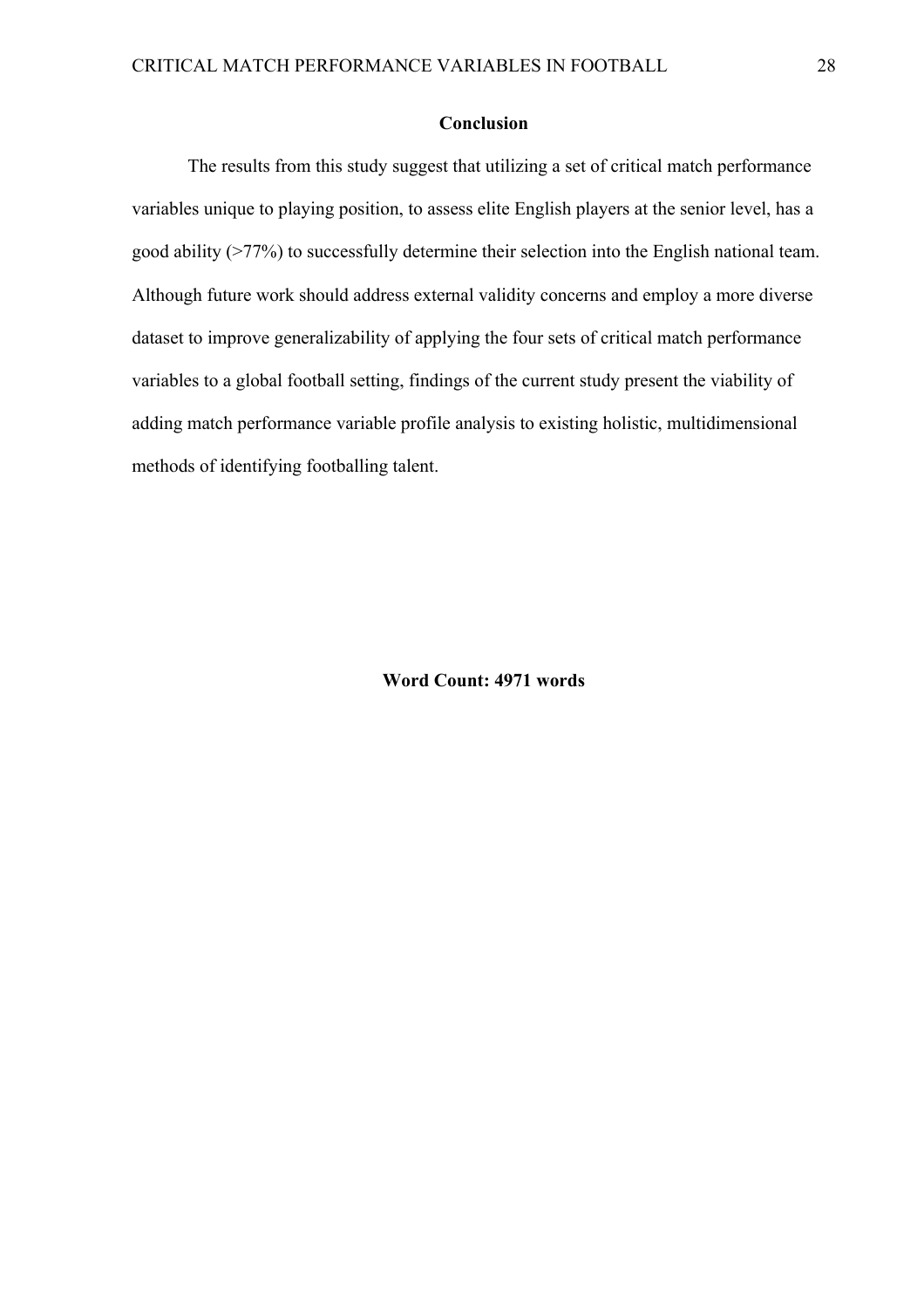## Conclusion

The results from this study suggest that utilizing a set of critical match performance variables unique to playing position, to assess elite English players at the senior level, has a good ability (>77%) to successfully determine their selection into the English national team. Although future work should address external validity concerns and employ a more diverse dataset to improve generalizability of applying the four sets of critical match performance variables to a global football setting, findings of the current study present the viability of adding match performance variable profile analysis to existing holistic, multidimensional methods of identifying footballing talent.

**Word Count: 4971 words**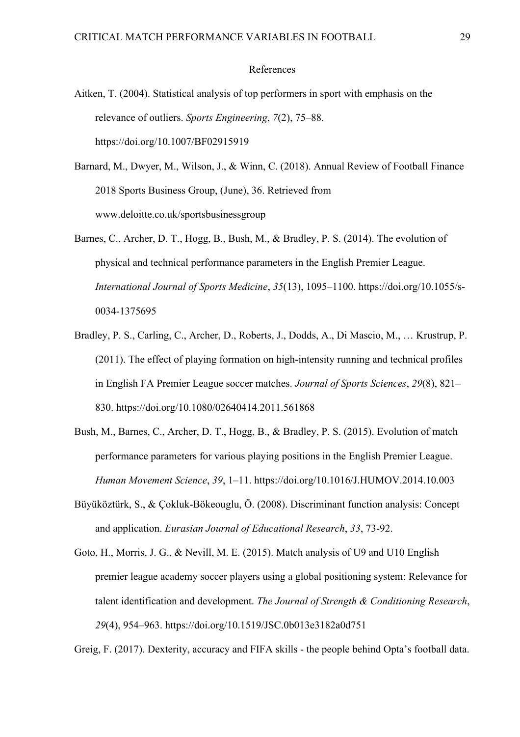# References

Aitken, T. (2004). Statistical analysis of top performers in sport with emphasis on the relevance of outliers. *Sports Engineering*, *7*(2), 75–88. https://doi.org/10.1007/BF02915919

Barnard, M., Dwyer, M., Wilson, J., & Winn, C. (2018). Annual Review of Football Finance 2018 Sports Business Group, (June), 36. Retrieved from www.deloitte.co.uk/sportsbusinessgroup

Barnes, C., Archer, D. T., Hogg, B., Bush, M., & Bradley, P. S. (2014). The evolution of physical and technical performance parameters in the English Premier League. *International Journal of Sports Medicine*, *35*(13), 1095–1100. https://doi.org/10.1055/s-0034-1375695

Bradley, P. S., Carling, C., Archer, D., Roberts, J., Dodds, A., Di Mascio, M., … Krustrup, P. (2011). The effect of playing formation on high-intensity running and technical profiles in English FA Premier League soccer matches. *Journal of Sports Sciences*, *29*(8), 821–830. https://doi.org/10.1080/02640414.2011.561868

Bush, M., Barnes, C., Archer, D. T., Hogg, B., & Bradley, P. S. (2015). Evolution of match performance parameters for various playing positions in the English Premier League. *Human Movement Science*, *39*, 1–11. https://doi.org/10.1016/J.HUMOV.2014.10.003

Büyüköztürk, S., & Çokluk-Bökeouglu, Ö. (2008). Discriminant function analysis: Concept and application. *Eurasian Journal of Educational Research*, *33*, 73-92.

Goto, H., Morris, J. G., & Nevill, M. E. (2015). Match analysis of U9 and U10 English premier league academy soccer players using a global positioning system: Relevance for talent identification and development. *The Journal of Strength & Conditioning Research*, *29*(4), 954–963. https://doi.org/10.1519/JSC.0b013e3182a0d751

Greig, F. (2017). Dexterity, accuracy and FIFA skills - the people behind Opta's football data.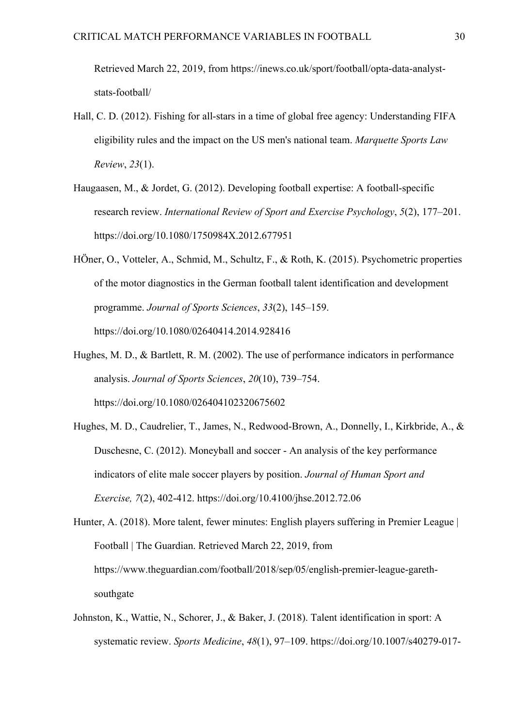Retrieved March 22, 2019, from https://inews.co.uk/sport/football/opta-data-analyst-stats-football/

Hall, C. D. (2012). Fishing for all-stars in a time of global free agency: Understanding FIFA eligibility rules and the impact on the US men's national team. *Marquette Sports Law Review*, *23*(1).

Haugaasen, M., & Jordet, G. (2012). Developing football expertise: A football-specific research review. *International Review of Sport and Exercise Psychology*, *5*(2), 177–201. https://doi.org/10.1080/1750984X.2012.677951

HÖner, O., Votteler, A., Schmid, M., Schultz, F., & Roth, K. (2015). Psychometric properties of the motor diagnostics in the German football talent identification and development programme. *Journal of Sports Sciences*, *33*(2), 145–159. https://doi.org/10.1080/02640414.2014.928416

Hughes, M. D., & Bartlett, R. M. (2002). The use of performance indicators in performance analysis. *Journal of Sports Sciences*, *20*(10), 739–754. https://doi.org/10.1080/026404102320675602

Hughes, M. D., Caudrelier, T., James, N., Redwood-Brown, A., Donnelly, I., Kirkbride, A., & Duschesne, C. (2012). Moneyball and soccer - An analysis of the key performance indicators of elite male soccer players by position. *Journal of Human Sport and Exercise, 7*(2), 402-412. https://doi.org/10.4100/jhse.2012.72.06

Hunter, A. (2018). More talent, fewer minutes: English players suffering in Premier League | Football | The Guardian. Retrieved March 22, 2019, from https://www.theguardian.com/football/2018/sep/05/english-premier-league-gareth-southgate

Johnston, K., Wattie, N., Schorer, J., & Baker, J. (2018). Talent identification in sport: A systematic review. *Sports Medicine*, *48*(1), 97–109. https://doi.org/10.1007/s40279-017-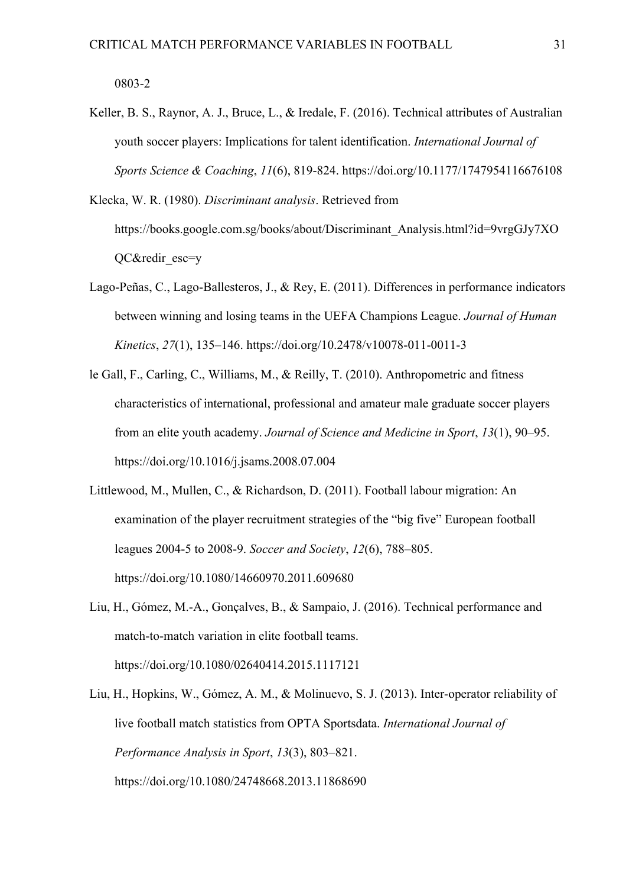0803-2

Keller, B. S., Raynor, A. J., Bruce, L., & Iredale, F. (2016). Technical attributes of Australian youth soccer players: Implications for talent identification. *International Journal of Sports Science & Coaching*, *11*(6), 819-824. https://doi.org/10.1177/1747954116676108

Klecka, W. R. (1980). *Discriminant analysis*. Retrieved from https://books.google.com.sg/books/about/Discriminant_Analysis.html?id=9vrgGJy7XOQC&redir_esc=y

Lago-Peñas, C., Lago-Ballesteros, J., & Rey, E. (2011). Differences in performance indicators between winning and losing teams in the UEFA Champions League. *Journal of Human Kinetics*, *27*(1), 135–146. https://doi.org/10.2478/v10078-011-0011-3

le Gall, F., Carling, C., Williams, M., & Reilly, T. (2010). Anthropometric and fitness characteristics of international, professional and amateur male graduate soccer players from an elite youth academy. *Journal of Science and Medicine in Sport*, *13*(1), 90–95. https://doi.org/10.1016/j.jsams.2008.07.004

Littlewood, M., Mullen, C., & Richardson, D. (2011). Football labour migration: An examination of the player recruitment strategies of the "big five" European football leagues 2004-5 to 2008-9. *Soccer and Society*, *12*(6), 788–805. https://doi.org/10.1080/14660970.2011.609680

Liu, H., Gómez, M.-A., Gonçalves, B., & Sampaio, J. (2016). Technical performance and match-to-match variation in elite football teams. https://doi.org/10.1080/02640414.2015.1117121

Liu, H., Hopkins, W., Gómez, A. M., & Molinuevo, S. J. (2013). Inter-operator reliability of live football match statistics from OPTA Sportsdata. *International Journal of Performance Analysis in Sport*, *13*(3), 803–821. https://doi.org/10.1080/24748668.2013.11868690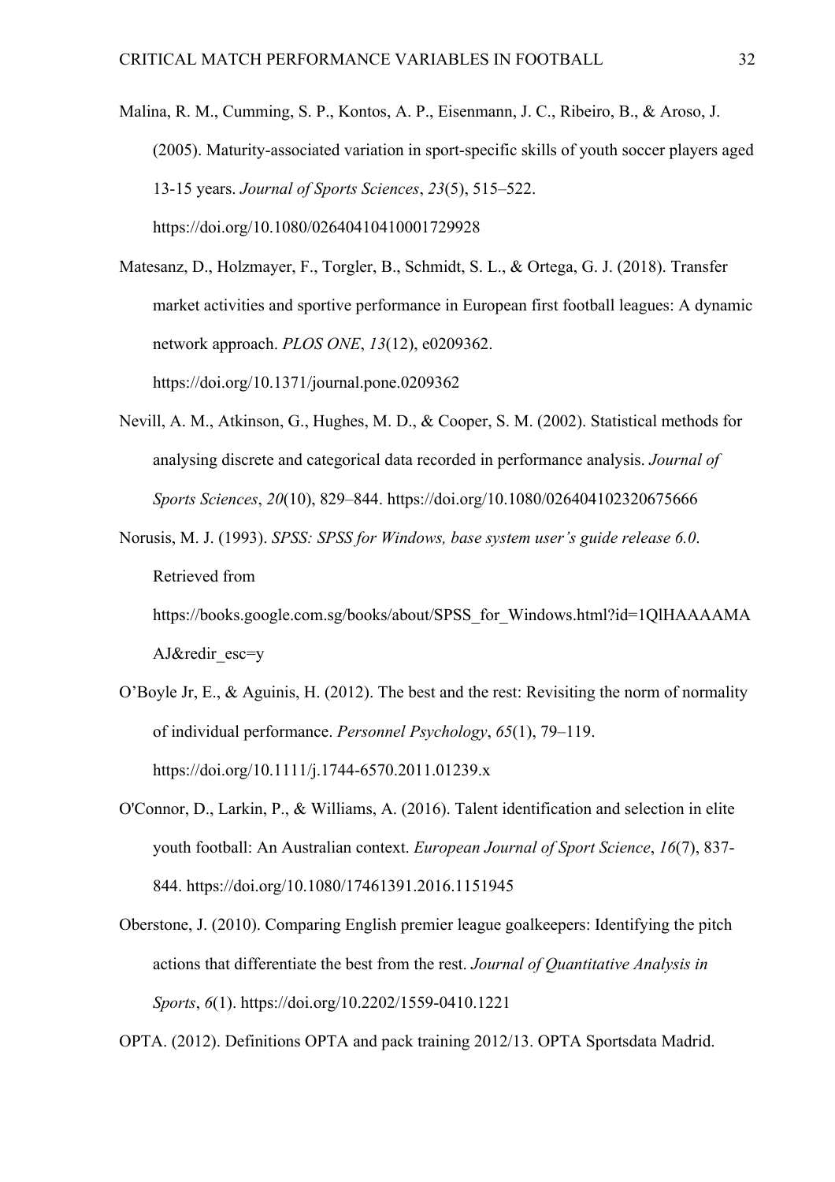Malina, R. M., Cumming, S. P., Kontos, A. P., Eisenmann, J. C., Ribeiro, B., & Aroso, J. (2005). Maturity-associated variation in sport-specific skills of youth soccer players aged 13-15 years. *Journal of Sports Sciences*, *23*(5), 515–522. https://doi.org/10.1080/02640410410001729928

Matesanz, D., Holzmayer, F., Torgler, B., Schmidt, S. L., & Ortega, G. J. (2018). Transfer market activities and sportive performance in European first football leagues: A dynamic network approach. *PLOS ONE*, *13*(12), e0209362. https://doi.org/10.1371/journal.pone.0209362

Nevill, A. M., Atkinson, G., Hughes, M. D., & Cooper, S. M. (2002). Statistical methods for analysing discrete and categorical data recorded in performance analysis. *Journal of Sports Sciences*, *20*(10), 829–844. https://doi.org/10.1080/026404102320675666

Norusis, M. J. (1993). *SPSS: SPSS for Windows, base system user's guide release 6.0*. Retrieved from https://books.google.com.sg/books/about/SPSS_for_Windows.html?id=1QlHAAAAMAAJ&redir_esc=y

O'Boyle Jr, E., & Aguinis, H. (2012). The best and the rest: Revisiting the norm of normality of individual performance. *Personnel Psychology*, *65*(1), 79–119. https://doi.org/10.1111/j.1744-6570.2011.01239.x

O'Connor, D., Larkin, P., & Williams, A. (2016). Talent identification and selection in elite youth football: An Australian context. *European Journal of Sport Science*, *16*(7), 837-844. https://doi.org/10.1080/17461391.2016.1151945

Oberstone, J. (2010). Comparing English premier league goalkeepers: Identifying the pitch actions that differentiate the best from the rest. *Journal of Quantitative Analysis in Sports*, *6*(1). https://doi.org/10.2202/1559-0410.1221

OPTA. (2012). Definitions OPTA and pack training 2012/13. OPTA Sportsdata Madrid.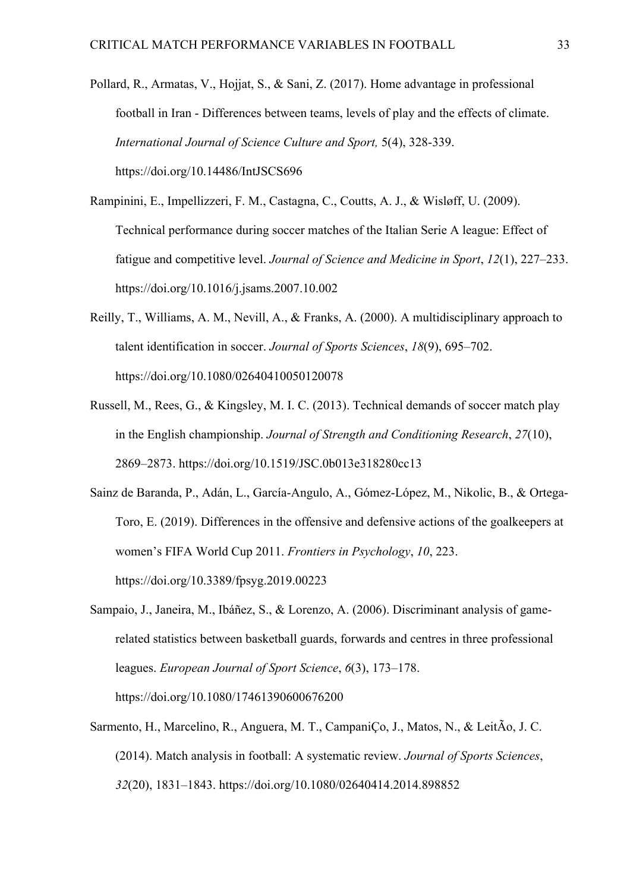Pollard, R., Armatas, V., Hojjat, S., & Sani, Z. (2017). Home advantage in professional football in Iran - Differences between teams, levels of play and the effects of climate. *International Journal of Science Culture and Sport,* 5(4), 328-339. https://doi.org/10.14486/IntJSCS696

Rampinini, E., Impellizzeri, F. M., Castagna, C., Coutts, A. J., & Wisløff, U. (2009). Technical performance during soccer matches of the Italian Serie A league: Effect of fatigue and competitive level. *Journal of Science and Medicine in Sport*, *12*(1), 227–233. https://doi.org/10.1016/j.jsams.2007.10.002

Reilly, T., Williams, A. M., Nevill, A., & Franks, A. (2000). A multidisciplinary approach to talent identification in soccer. *Journal of Sports Sciences*, *18*(9), 695–702. https://doi.org/10.1080/02640410050120078

Russell, M., Rees, G., & Kingsley, M. I. C. (2013). Technical demands of soccer match play in the English championship. *Journal of Strength and Conditioning Research*, *27*(10), 2869–2873. https://doi.org/10.1519/JSC.0b013e318280cc13

Sainz de Baranda, P., Adán, L., García-Angulo, A., Gómez-López, M., Nikolic, B., & Ortega-Toro, E. (2019). Differences in the offensive and defensive actions of the goalkeepers at women's FIFA World Cup 2011. *Frontiers in Psychology*, *10*, 223. https://doi.org/10.3389/fpsyg.2019.00223

Sampaio, J., Janeira, M., Ibáñez, S., & Lorenzo, A. (2006). Discriminant analysis of game-related statistics between basketball guards, forwards and centres in three professional leagues. *European Journal of Sport Science*, *6*(3), 173–178. https://doi.org/10.1080/17461390600676200

Sarmento, H., Marcelino, R., Anguera, M. T., CampaniÇo, J., Matos, N., & LeitÃo, J. C. (2014). Match analysis in football: A systematic review. *Journal of Sports Sciences*, *32*(20), 1831–1843. https://doi.org/10.1080/02640414.2014.898852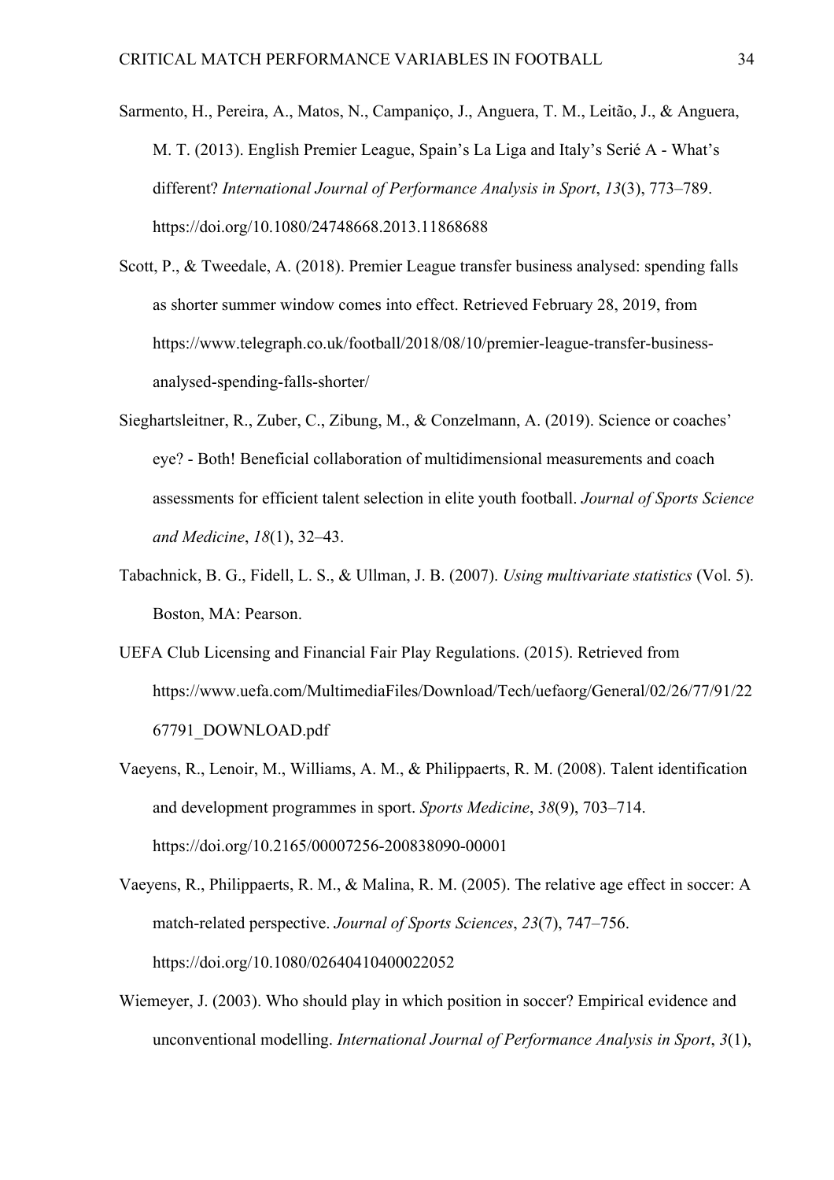Sarmento, H., Pereira, A., Matos, N., Campaniço, J., Anguera, T. M., Leitão, J., & Anguera, M. T. (2013). English Premier League, Spain's La Liga and Italy's Serié A - What's different? *International Journal of Performance Analysis in Sport*, *13*(3), 773–789. https://doi.org/10.1080/24748668.2013.11868688

Scott, P., & Tweedale, A. (2018). Premier League transfer business analysed: spending falls as shorter summer window comes into effect. Retrieved February 28, 2019, from https://www.telegraph.co.uk/football/2018/08/10/premier-league-transfer-business-analysed-spending-falls-shorter/

Sieghartsleitner, R., Zuber, C., Zibung, M., & Conzelmann, A. (2019). Science or coaches' eye? - Both! Beneficial collaboration of multidimensional measurements and coach assessments for efficient talent selection in elite youth football. *Journal of Sports Science and Medicine*, *18*(1), 32–43.

Tabachnick, B. G., Fidell, L. S., & Ullman, J. B. (2007). *Using multivariate statistics* (Vol. 5). Boston, MA: Pearson.

UEFA Club Licensing and Financial Fair Play Regulations. (2015). Retrieved from https://www.uefa.com/MultimediaFiles/Download/Tech/uefaorg/General/02/26/77/91/2267791_DOWNLOAD.pdf

Vaeyens, R., Lenoir, M., Williams, A. M., & Philippaerts, R. M. (2008). Talent identification and development programmes in sport. *Sports Medicine*, *38*(9), 703–714. https://doi.org/10.2165/00007256-200838090-00001

Vaeyens, R., Philippaerts, R. M., & Malina, R. M. (2005). The relative age effect in soccer: A match-related perspective. *Journal of Sports Sciences*, *23*(7), 747–756. https://doi.org/10.1080/02640410400022052

Wiemeyer, J. (2003). Who should play in which position in soccer? Empirical evidence and unconventional modelling. *International Journal of Performance Analysis in Sport*, *3*(1),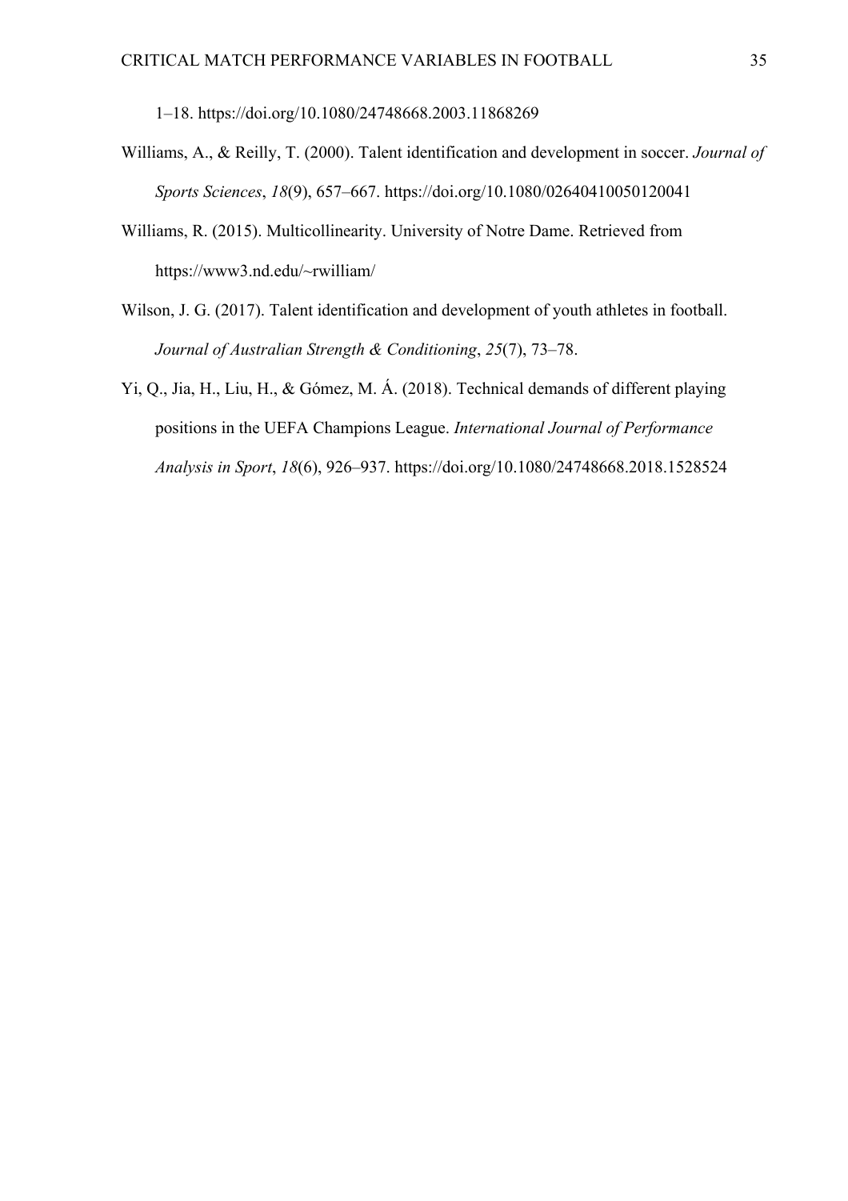1–18. https://doi.org/10.1080/24748668.2003.11868269

Williams, A., & Reilly, T. (2000). Talent identification and development in soccer. *Journal of Sports Sciences*, *18*(9), 657–667. https://doi.org/10.1080/02640410050120041

Williams, R. (2015). Multicollinearity. University of Notre Dame. Retrieved from https://www3.nd.edu/~rwilliam/

Wilson, J. G. (2017). Talent identification and development of youth athletes in football. *Journal of Australian Strength & Conditioning*, *25*(7), 73–78.

Yi, Q., Jia, H., Liu, H., & Gómez, M. Á. (2018). Technical demands of different playing positions in the UEFA Champions League. *International Journal of Performance Analysis in Sport*, *18*(6), 926–937. https://doi.org/10.1080/24748668.2018.1528524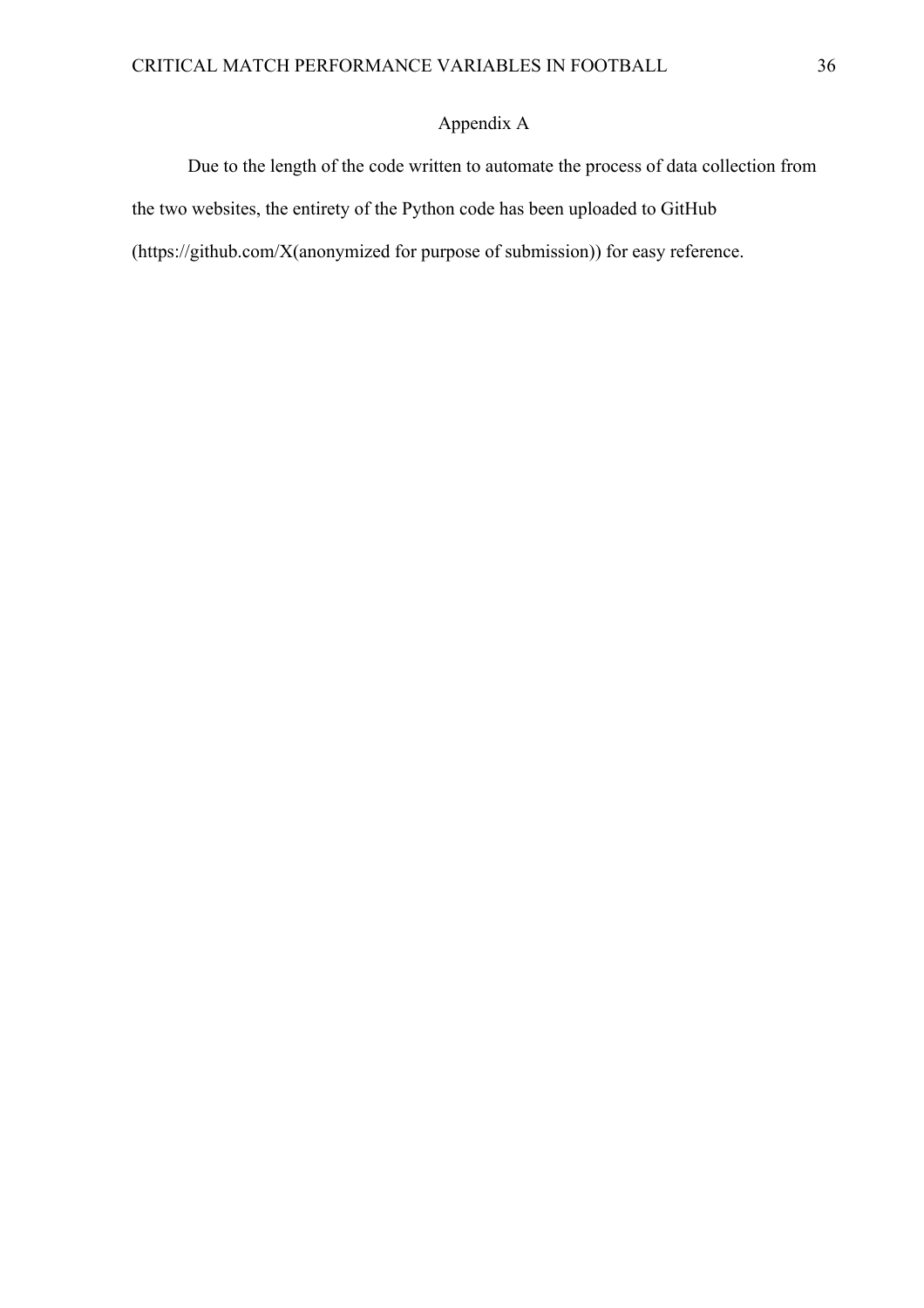# Appendix A

Due to the length of the code written to automate the process of data collection from the two websites, the entirety of the Python code has been uploaded to GitHub (https://github.com/X(anonymized for purpose of submission)) for easy reference.